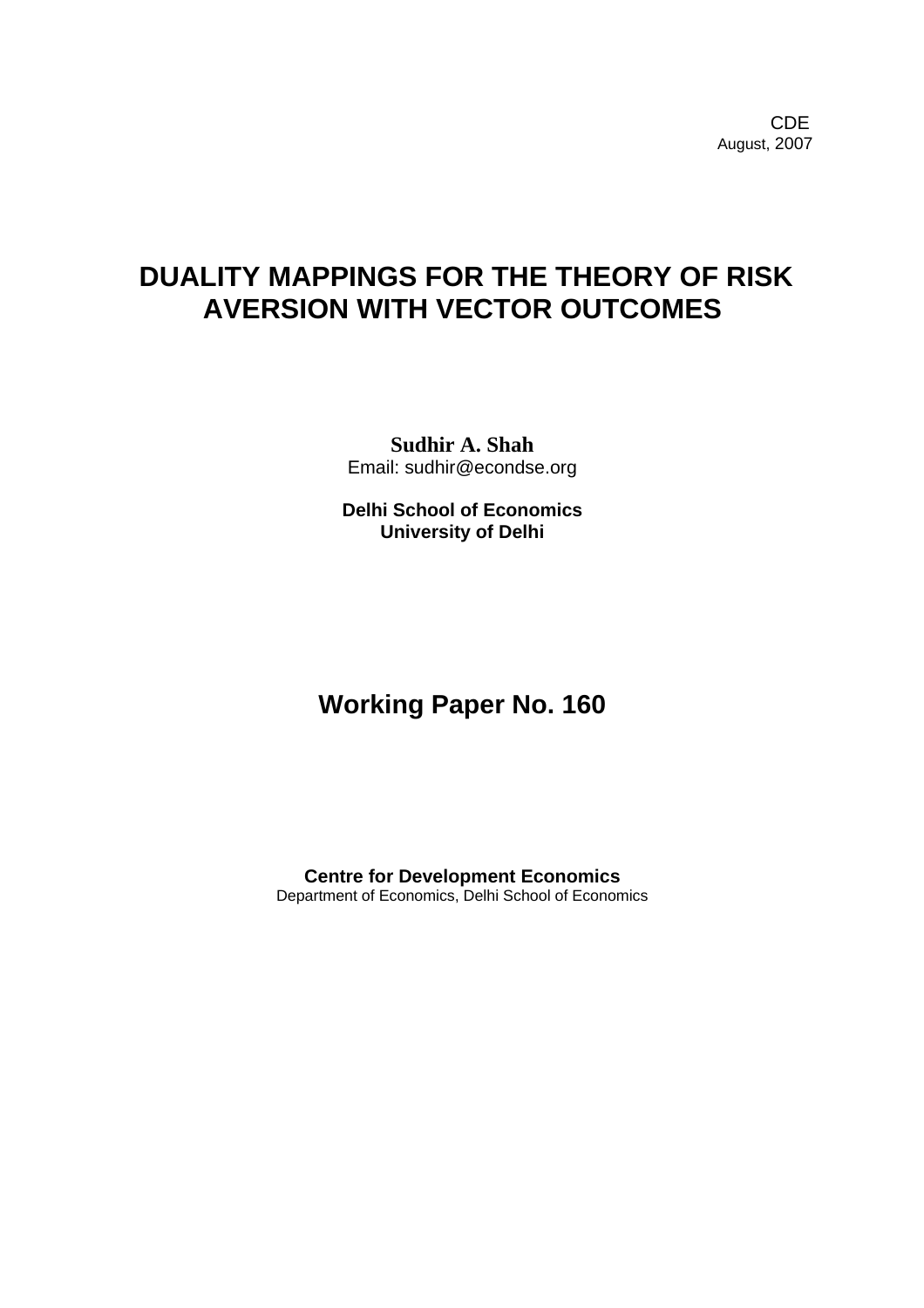CDE
August, 2007

# DUALITY MAPPINGS FOR THE THEORY OF RISK AVERSION WITH VECTOR OUTCOMES

**Sudhir A. Shah**
Email: sudhir@econdse.org

**Delhi School of Economics**
**University of Delhi**

## Working Paper No. 160

**Centre for Development Economics**
Department of Economics, Delhi School of Economics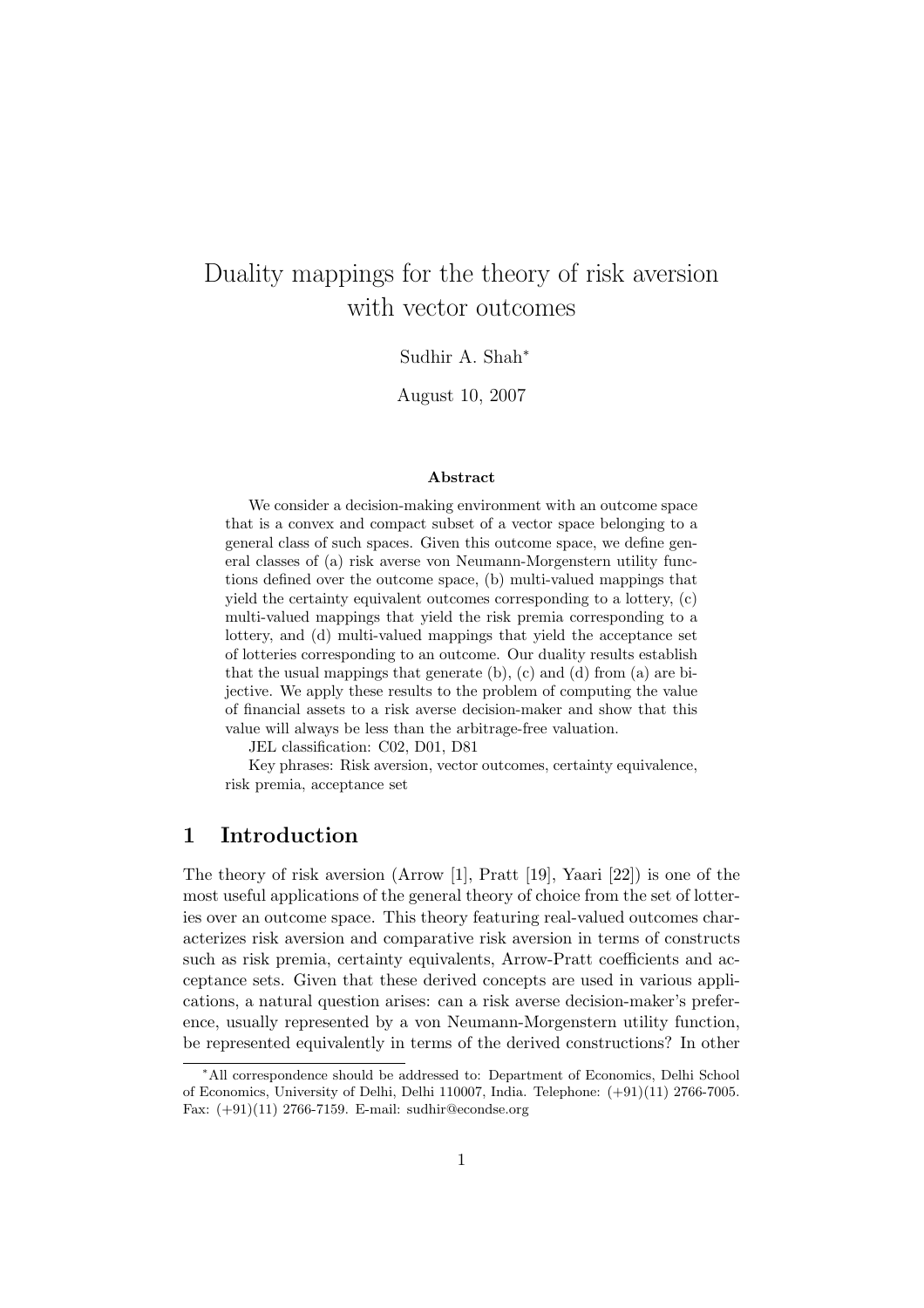# Duality mappings for the theory of risk aversion with vector outcomes

Sudhir A. Shah[*]

August 10, 2007

### Abstract

We consider a decision-making environment with an outcome space that is a convex and compact subset of a vector space belonging to a general class of such spaces. Given this outcome space, we define general classes of (a) risk averse von Neumann-Morgenstern utility functions defined over the outcome space, (b) multi-valued mappings that yield the certainty equivalent outcomes corresponding to a lottery, (c) multi-valued mappings that yield the risk premia corresponding to a lottery, and (d) multi-valued mappings that yield the acceptance set of lotteries corresponding to an outcome. Our duality results establish that the usual mappings that generate (b), (c) and (d) from (a) are bijective. We apply these results to the problem of computing the value of financial assets to a risk averse decision-maker and show that this value will always be less than the arbitrage-free valuation.

JEL classification: C02, D01, D81

Key phrases: Risk aversion, vector outcomes, certainty equivalence, risk premia, acceptance set

## 1 Introduction

The theory of risk aversion (Arrow [1], Pratt [19], Yaari [22]) is one of the most useful applications of the general theory of choice from the set of lotteries over an outcome space. This theory featuring real-valued outcomes characterizes risk aversion and comparative risk aversion in terms of constructs such as risk premia, certainty equivalents, Arrow-Pratt coefficients and acceptance sets. Given that these derived concepts are used in various applications, a natural question arises: can a risk averse decision-maker's preference, usually represented by a von Neumann-Morgenstern utility function, be represented equivalently in terms of the derived constructions? In other

[*]All correspondence should be addressed to: Department of Economics, Delhi School of Economics, University of Delhi, Delhi 110007, India. Telephone: (+91)(11) 2766-7005. Fax: (+91)(11) 2766-7159. E-mail: sudhir@econdse.org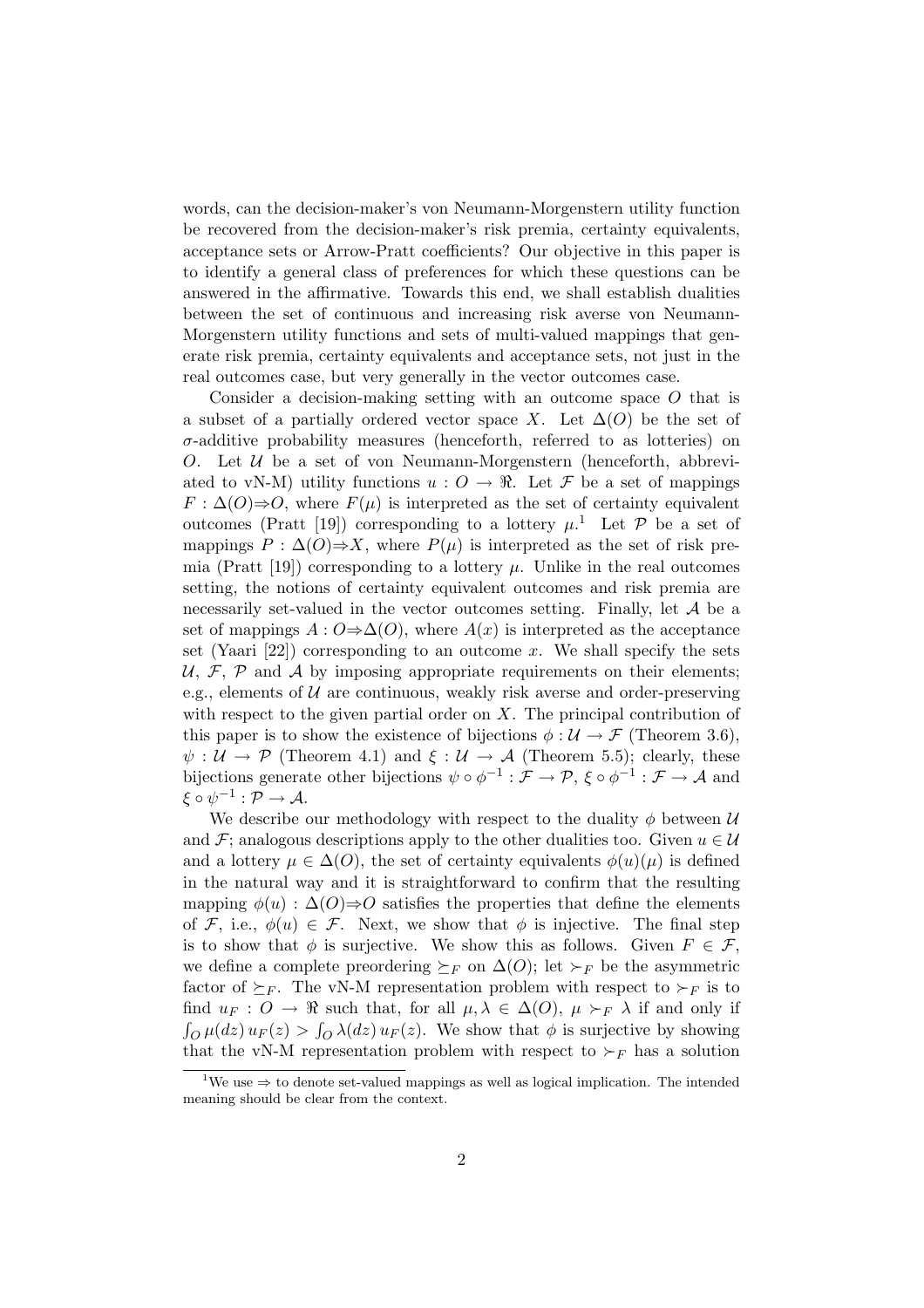words, can the decision-maker's von Neumann-Morgenstern utility function be recovered from the decision-maker's risk premia, certainty equivalents, acceptance sets or Arrow-Pratt coefficients? Our objective in this paper is to identify a general class of preferences for which these questions can be answered in the affirmative. Towards this end, we shall establish dualities between the set of continuous and increasing risk averse von Neumann-Morgenstern utility functions and sets of multi-valued mappings that generate risk premia, certainty equivalents and acceptance sets, not just in the real outcomes case, but very generally in the vector outcomes case.

Consider a decision-making setting with an outcome space $O$ that is a subset of a partially ordered vector space $X$. Let $\Delta(O)$ be the set of $\sigma$-additive probability measures (henceforth, referred to as lotteries) on $O$. Let $\mathcal{U}$ be a set of von Neumann-Morgenstern (henceforth, abbreviated to vN-M) utility functions $u : O \to \Re$. Let $\mathcal{F}$ be a set of mappings $F : \Delta(O) \Rightarrow O$, where $F(\mu)$ is interpreted as the set of certainty equivalent outcomes (Pratt [19]) corresponding to a lottery $\mu$.[1] Let $\mathcal{P}$ be a set of mappings $P : \Delta(O) \Rightarrow X$, where $P(\mu)$ is interpreted as the set of risk premia (Pratt [19]) corresponding to a lottery $\mu$. Unlike in the real outcomes setting, the notions of certainty equivalent outcomes and risk premia are necessarily set-valued in the vector outcomes setting. Finally, let $\mathcal{A}$ be a set of mappings $A : O \Rightarrow \Delta(O)$, where $A(x)$ is interpreted as the acceptance set (Yaari [22]) corresponding to an outcome $x$. We shall specify the sets $\mathcal{U}$, $\mathcal{F}$, $\mathcal{P}$ and $\mathcal{A}$ by imposing appropriate requirements on their elements; e.g., elements of $\mathcal{U}$ are continuous, weakly risk averse and order-preserving with respect to the given partial order on $X$. The principal contribution of this paper is to show the existence of bijections $\phi : \mathcal{U} \to \mathcal{F}$ (Theorem 3.6), $\psi : \mathcal{U} \to \mathcal{P}$ (Theorem 4.1) and $\xi : \mathcal{U} \to \mathcal{A}$ (Theorem 5.5); clearly, these bijections generate other bijections $\psi \circ \phi^{-1} : \mathcal{F} \to \mathcal{P}$, $\xi \circ \phi^{-1} : \mathcal{F} \to \mathcal{A}$ and $\xi \circ \psi^{-1} : \mathcal{P} \to \mathcal{A}$.

We describe our methodology with respect to the duality $\phi$ between $\mathcal{U}$ and $\mathcal{F}$; analogous descriptions apply to the other dualities too. Given $u \in \mathcal{U}$ and a lottery $\mu \in \Delta(O)$, the set of certainty equivalents $\phi(u)(\mu)$ is defined in the natural way and it is straightforward to confirm that the resulting mapping $\phi(u) : \Delta(O) \Rightarrow O$ satisfies the properties that define the elements of $\mathcal{F}$, i.e., $\phi(u) \in \mathcal{F}$. Next, we show that $\phi$ is injective. The final step is to show that $\phi$ is surjective. We show this as follows. Given $F \in \mathcal{F}$, we define a complete preordering $\succeq_F$ on $\Delta(O)$; let $\succ_F$ be the asymmetric factor of $\succeq_F$. The vN-M representation problem with respect to $\succ_F$ is to find $u_F : O \to \Re$ such that, for all $\mu, \lambda \in \Delta(O)$, $\mu \succ_F \lambda$ if and only if $\int_O \mu(dz)\, u_F(z) > \int_O \lambda(dz)\, u_F(z)$. We show that $\phi$ is surjective by showing that the vN-M representation problem with respect to $\succ_F$ has a solution

[1] We use $\Rightarrow$ to denote set-valued mappings as well as logical implication. The intended meaning should be clear from the context.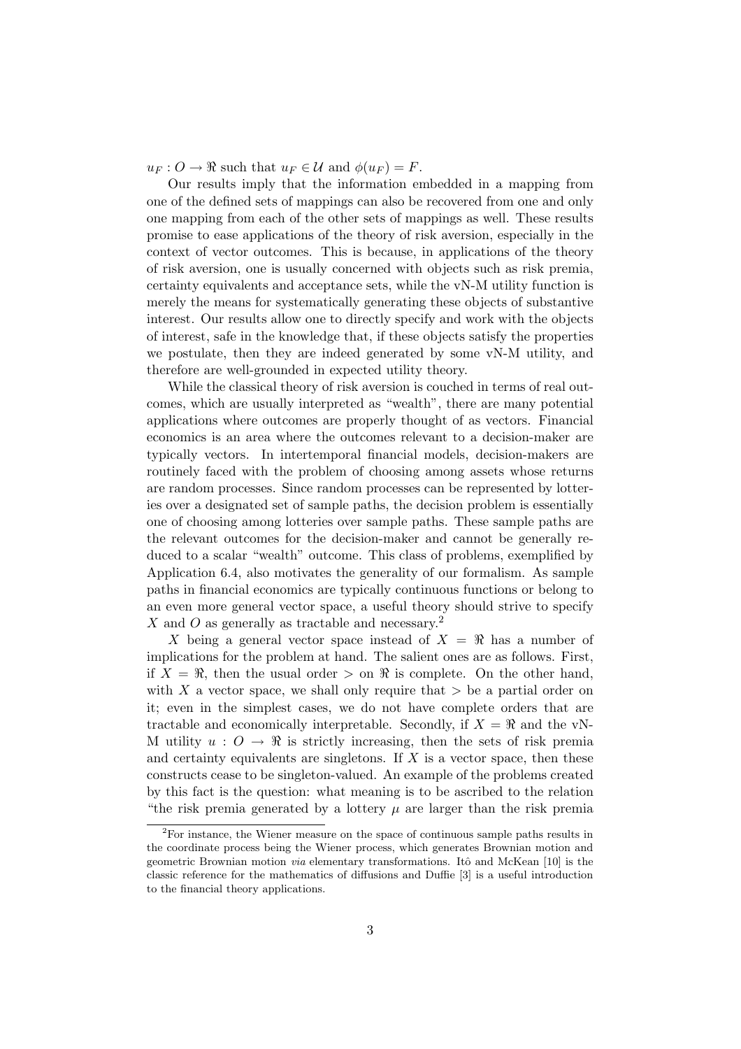$u_F : O \to \Re$ such that $u_F \in \mathcal{U}$ and $\phi(u_F) = F$.

Our results imply that the information embedded in a mapping from one of the defined sets of mappings can also be recovered from one and only one mapping from each of the other sets of mappings as well. These results promise to ease applications of the theory of risk aversion, especially in the context of vector outcomes. This is because, in applications of the theory of risk aversion, one is usually concerned with objects such as risk premia, certainty equivalents and acceptance sets, while the vN-M utility function is merely the means for systematically generating these objects of substantive interest. Our results allow one to directly specify and work with the objects of interest, safe in the knowledge that, if these objects satisfy the properties we postulate, then they are indeed generated by some vN-M utility, and therefore are well-grounded in expected utility theory.

While the classical theory of risk aversion is couched in terms of real outcomes, which are usually interpreted as "wealth", there are many potential applications where outcomes are properly thought of as vectors. Financial economics is an area where the outcomes relevant to a decision-maker are typically vectors. In intertemporal financial models, decision-makers are routinely faced with the problem of choosing among assets whose returns are random processes. Since random processes can be represented by lotteries over a designated set of sample paths, the decision problem is essentially one of choosing among lotteries over sample paths. These sample paths are the relevant outcomes for the decision-maker and cannot be generally reduced to a scalar "wealth" outcome. This class of problems, exemplified by Application 6.4, also motivates the generality of our formalism. As sample paths in financial economics are typically continuous functions or belong to an even more general vector space, a useful theory should strive to specify $X$ and $O$ as generally as tractable and necessary.[2]

$X$ being a general vector space instead of $X = \Re$ has a number of implications for the problem at hand. The salient ones are as follows. First, if $X = \Re$, then the usual order $>$ on $\Re$ is complete. On the other hand, with $X$ a vector space, we shall only require that $>$ be a partial order on it; even in the simplest cases, we do not have complete orders that are tractable and economically interpretable. Secondly, if $X = \Re$ and the vN-M utility $u : O \to \Re$ is strictly increasing, then the sets of risk premia and certainty equivalents are singletons. If $X$ is a vector space, then these constructs cease to be singleton-valued. An example of the problems created by this fact is the question: what meaning is to be ascribed to the relation "the risk premia generated by a lottery $\mu$ are larger than the risk premia

[2]For instance, the Wiener measure on the space of continuous sample paths results in the coordinate process being the Wiener process, which generates Brownian motion and geometric Brownian motion *via* elementary transformations. Itô and McKean [10] is the classic reference for the mathematics of diffusions and Duffie [3] is a useful introduction to the financial theory applications.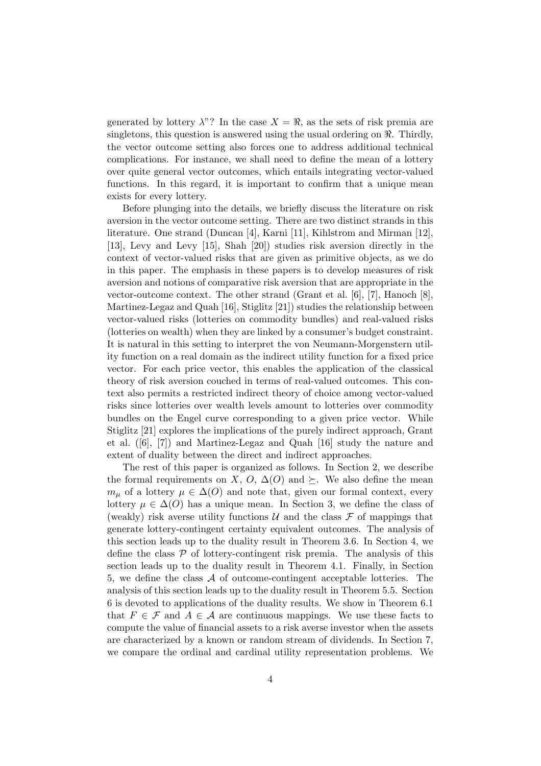generated by lottery $\lambda$"? In the case $X = \Re$, as the sets of risk premia are singletons, this question is answered using the usual ordering on $\Re$. Thirdly, the vector outcome setting also forces one to address additional technical complications. For instance, we shall need to define the mean of a lottery over quite general vector outcomes, which entails integrating vector-valued functions. In this regard, it is important to confirm that a unique mean exists for every lottery.

Before plunging into the details, we briefly discuss the literature on risk aversion in the vector outcome setting. There are two distinct strands in this literature. One strand (Duncan [4], Karni [11], Kihlstrom and Mirman [12], [13], Levy and Levy [15], Shah [20]) studies risk aversion directly in the context of vector-valued risks that are given as primitive objects, as we do in this paper. The emphasis in these papers is to develop measures of risk aversion and notions of comparative risk aversion that are appropriate in the vector-outcome context. The other strand (Grant et al. [6], [7], Hanoch [8], Martinez-Legaz and Quah [16], Stiglitz [21]) studies the relationship between vector-valued risks (lotteries on commodity bundles) and real-valued risks (lotteries on wealth) when they are linked by a consumer's budget constraint. It is natural in this setting to interpret the von Neumann-Morgenstern utility function on a real domain as the indirect utility function for a fixed price vector. For each price vector, this enables the application of the classical theory of risk aversion couched in terms of real-valued outcomes. This context also permits a restricted indirect theory of choice among vector-valued risks since lotteries over wealth levels amount to lotteries over commodity bundles on the Engel curve corresponding to a given price vector. While Stiglitz [21] explores the implications of the purely indirect approach, Grant et al. ([6], [7]) and Martinez-Legaz and Quah [16] study the nature and extent of duality between the direct and indirect approaches.

The rest of this paper is organized as follows. In Section 2, we describe the formal requirements on $X$, $O$, $\Delta(O)$ and $\succeq$. We also define the mean $m_\mu$ of a lottery $\mu \in \Delta(O)$ and note that, given our formal context, every lottery $\mu \in \Delta(O)$ has a unique mean. In Section 3, we define the class of (weakly) risk averse utility functions $\mathcal{U}$ and the class $\mathcal{F}$ of mappings that generate lottery-contingent certainty equivalent outcomes. The analysis of this section leads up to the duality result in Theorem 3.6. In Section 4, we define the class $\mathcal{P}$ of lottery-contingent risk premia. The analysis of this section leads up to the duality result in Theorem 4.1. Finally, in Section 5, we define the class $\mathcal{A}$ of outcome-contingent acceptable lotteries. The analysis of this section leads up to the duality result in Theorem 5.5. Section 6 is devoted to applications of the duality results. We show in Theorem 6.1 that $F \in \mathcal{F}$ and $A \in \mathcal{A}$ are continuous mappings. We use these facts to compute the value of financial assets to a risk averse investor when the assets are characterized by a known or random stream of dividends. In Section 7, we compare the ordinal and cardinal utility representation problems. We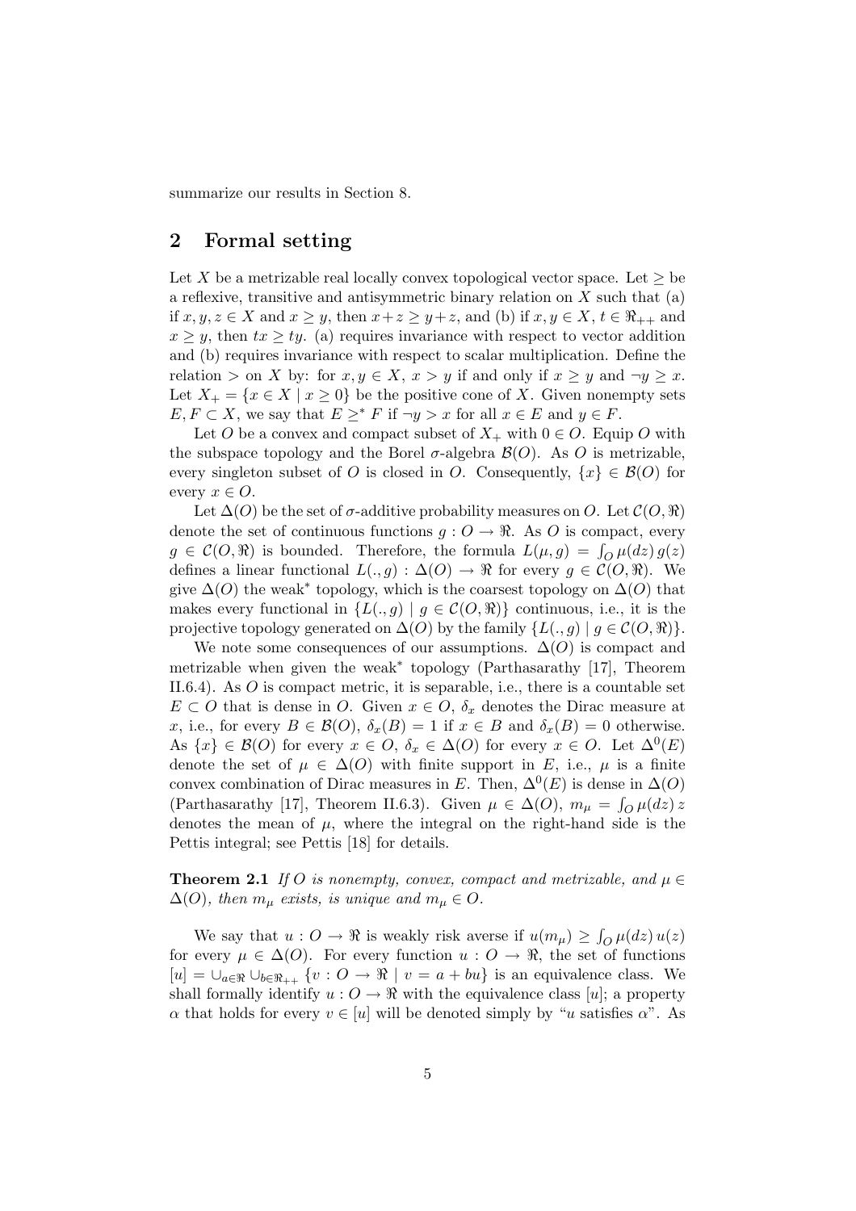summarize our results in Section 8.

## 2 Formal setting

Let $X$ be a metrizable real locally convex topological vector space. Let $\geq$ be a reflexive, transitive and antisymmetric binary relation on $X$ such that (a) if $x, y, z \in X$ and $x \geq y$, then $x+z \geq y+z$, and (b) if $x, y \in X$, $t \in \Re_{++}$ and $x \geq y$, then $tx \geq ty$. (a) requires invariance with respect to vector addition and (b) requires invariance with respect to scalar multiplication. Define the relation $>$ on $X$ by: for $x, y \in X$, $x > y$ if and only if $x \geq y$ and $\neg y \geq x$. Let $X_+ = \{x \in X \mid x \geq 0\}$ be the positive cone of $X$. Given nonempty sets $E, F \subset X$, we say that $E \geq^* F$ if $\neg y > x$ for all $x \in E$ and $y \in F$.

Let $O$ be a convex and compact subset of $X_+$ with $0 \in O$. Equip $O$ with the subspace topology and the Borel $\sigma$-algebra $\mathcal{B}(O)$. As $O$ is metrizable, every singleton subset of $O$ is closed in $O$. Consequently, $\{x\} \in \mathcal{B}(O)$ for every $x \in O$.

Let $\Delta(O)$ be the set of $\sigma$-additive probability measures on $O$. Let $\mathcal{C}(O, \Re)$ denote the set of continuous functions $g : O \to \Re$. As $O$ is compact, every $g \in \mathcal{C}(O, \Re)$ is bounded. Therefore, the formula $L(\mu, g) = \int_O \mu(dz)\, g(z)$ defines a linear functional $L(., g) : \Delta(O) \to \Re$ for every $g \in \mathcal{C}(O, \Re)$. We give $\Delta(O)$ the weak$^*$ topology, which is the coarsest topology on $\Delta(O)$ that makes every functional in $\{L(., g) \mid g \in \mathcal{C}(O, \Re)\}$ continuous, i.e., it is the projective topology generated on $\Delta(O)$ by the family $\{L(., g) \mid g \in \mathcal{C}(O, \Re)\}$.

We note some consequences of our assumptions. $\Delta(O)$ is compact and metrizable when given the weak$^*$ topology (Parthasarathy [17], Theorem II.6.4). As $O$ is compact metric, it is separable, i.e., there is a countable set $E \subset O$ that is dense in $O$. Given $x \in O$, $\delta_x$ denotes the Dirac measure at $x$, i.e., for every $B \in \mathcal{B}(O)$, $\delta_x(B) = 1$ if $x \in B$ and $\delta_x(B) = 0$ otherwise. As $\{x\} \in \mathcal{B}(O)$ for every $x \in O$, $\delta_x \in \Delta(O)$ for every $x \in O$. Let $\Delta^0(E)$ denote the set of $\mu \in \Delta(O)$ with finite support in $E$, i.e., $\mu$ is a finite convex combination of Dirac measures in $E$. Then, $\Delta^0(E)$ is dense in $\Delta(O)$ (Parthasarathy [17], Theorem II.6.3). Given $\mu \in \Delta(O)$, $m_\mu = \int_O \mu(dz)\, z$ denotes the mean of $\mu$, where the integral on the right-hand side is the Pettis integral; see Pettis [18] for details.

**Theorem 2.1** *If $O$ is nonempty, convex, compact and metrizable, and $\mu \in \Delta(O)$, then $m_\mu$ exists, is unique and $m_\mu \in O$.*

We say that $u : O \to \Re$ is weakly risk averse if $u(m_\mu) \geq \int_O \mu(dz)\, u(z)$ for every $\mu \in \Delta(O)$. For every function $u : O \to \Re$, the set of functions $[u] = \cup_{a \in \Re} \cup_{b \in \Re_{++}} \{v : O \to \Re \mid v = a + bu\}$ is an equivalence class. We shall formally identify $u : O \to \Re$ with the equivalence class $[u]$; a property $\alpha$ that holds for every $v \in [u]$ will be denoted simply by "$u$ satisfies $\alpha$". As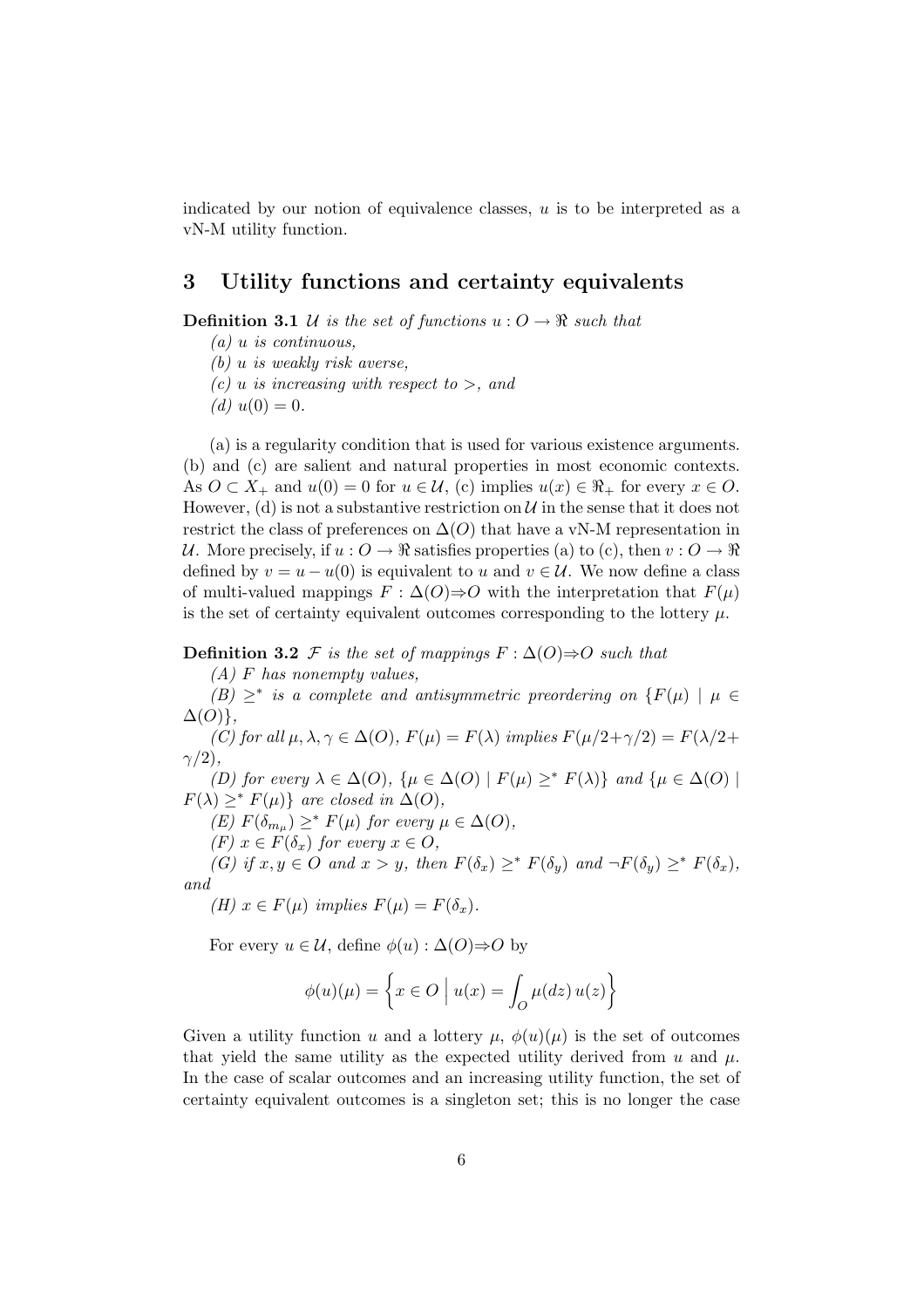indicated by our notion of equivalence classes, $u$ is to be interpreted as a vN-M utility function.

## 3 Utility functions and certainty equivalents

**Definition 3.1** *$\mathcal{U}$ is the set of functions $u : O \to \Re$ such that*

*(a) $u$ is continuous,*

*(b) $u$ is weakly risk averse,*

*(c) $u$ is increasing with respect to $>$, and*

*(d) $u(0) = 0$.*

(a) is a regularity condition that is used for various existence arguments. (b) and (c) are salient and natural properties in most economic contexts. As $O \subset X_+$ and $u(0) = 0$ for $u \in \mathcal{U}$, (c) implies $u(x) \in \Re_+$ for every $x \in O$. However, (d) is not a substantive restriction on $\mathcal{U}$ in the sense that it does not restrict the class of preferences on $\Delta(O)$ that have a vN-M representation in $\mathcal{U}$. More precisely, if $u : O \to \Re$ satisfies properties (a) to (c), then $v : O \to \Re$ defined by $v = u - u(0)$ is equivalent to $u$ and $v \in \mathcal{U}$. We now define a class of multi-valued mappings $F : \Delta(O) \rightrightarrows O$ with the interpretation that $F(\mu)$ is the set of certainty equivalent outcomes corresponding to the lottery $\mu$.

**Definition 3.2** *$\mathcal{F}$ is the set of mappings $F : \Delta(O) \rightrightarrows O$ such that*

*(A) $F$ has nonempty values,*

*(B) $\geq^*$ is a complete and antisymmetric preordering on $\{F(\mu) \mid \mu \in \Delta(O)\}$,*

*(C) for all $\mu, \lambda, \gamma \in \Delta(O)$, $F(\mu) = F(\lambda)$ implies $F(\mu/2+\gamma/2) = F(\lambda/2+\gamma/2)$,*

*(D) for every $\lambda \in \Delta(O)$, $\{\mu \in \Delta(O) \mid F(\mu) \geq^* F(\lambda)\}$ and $\{\mu \in \Delta(O) \mid F(\lambda) \geq^* F(\mu)\}$ are closed in $\Delta(O)$,*

*(E) $F(\delta_{m_\mu}) \geq^* F(\mu)$ for every $\mu \in \Delta(O)$,*

*(F) $x \in F(\delta_x)$ for every $x \in O$,*

*(G) if $x, y \in O$ and $x > y$, then $F(\delta_x) \geq^* F(\delta_y)$ and $\neg F(\delta_y) \geq^* F(\delta_x)$, and*

*(H) $x \in F(\mu)$ implies $F(\mu) = F(\delta_x)$.*

For every $u \in \mathcal{U}$, define $\phi(u) : \Delta(O) \rightrightarrows O$ by

$$\phi(u)(\mu) = \left\{ x \in O \;\Big|\; u(x) = \int_O \mu(dz)\, u(z) \right\}$$

Given a utility function $u$ and a lottery $\mu$, $\phi(u)(\mu)$ is the set of outcomes that yield the same utility as the expected utility derived from $u$ and $\mu$. In the case of scalar outcomes and an increasing utility function, the set of certainty equivalent outcomes is a singleton set; this is no longer the case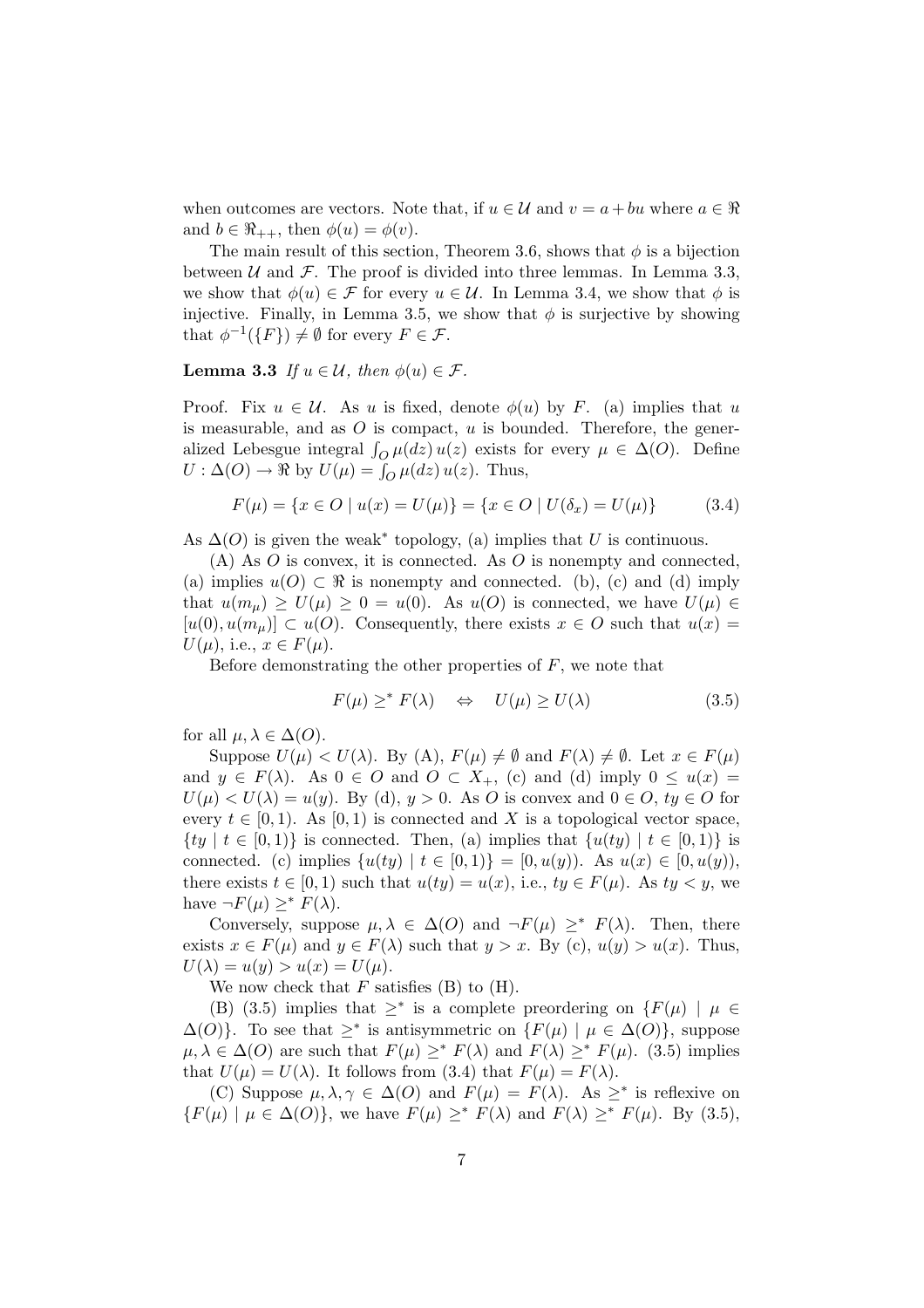when outcomes are vectors. Note that, if $u \in \mathcal{U}$ and $v = a + bu$ where $a \in \Re$ and $b \in \Re_{++}$, then $\phi(u) = \phi(v)$.

The main result of this section, Theorem 3.6, shows that $\phi$ is a bijection between $\mathcal{U}$ and $\mathcal{F}$. The proof is divided into three lemmas. In Lemma 3.3, we show that $\phi(u) \in \mathcal{F}$ for every $u \in \mathcal{U}$. In Lemma 3.4, we show that $\phi$ is injective. Finally, in Lemma 3.5, we show that $\phi$ is surjective by showing that $\phi^{-1}(\{F\}) \neq \emptyset$ for every $F \in \mathcal{F}$.

**Lemma 3.3** *If $u \in \mathcal{U}$, then $\phi(u) \in \mathcal{F}$.*

Proof. Fix $u \in \mathcal{U}$. As $u$ is fixed, denote $\phi(u)$ by $F$. (a) implies that $u$ is measurable, and as $O$ is compact, $u$ is bounded. Therefore, the generalized Lebesgue integral $\int_O \mu(dz)\, u(z)$ exists for every $\mu \in \Delta(O)$. Define $U : \Delta(O) \to \Re$ by $U(\mu) = \int_O \mu(dz)\, u(z)$. Thus,

$$F(\mu) = \{x \in O \mid u(x) = U(\mu)\} = \{x \in O \mid U(\delta_x) = U(\mu)\} \tag{3.4}$$

As $\Delta(O)$ is given the weak$^*$ topology, (a) implies that $U$ is continuous.

(A) As $O$ is convex, it is connected. As $O$ is nonempty and connected, (a) implies $u(O) \subset \Re$ is nonempty and connected. (b), (c) and (d) imply that $u(m_\mu) \geq U(\mu) \geq 0 = u(0)$. As $u(O)$ is connected, we have $U(\mu) \in [u(0), u(m_\mu)] \subset u(O)$. Consequently, there exists $x \in O$ such that $u(x) = U(\mu)$, i.e., $x \in F(\mu)$.

Before demonstrating the other properties of $F$, we note that

$$F(\mu) \geq^* F(\lambda) \quad \Leftrightarrow \quad U(\mu) \geq U(\lambda) \tag{3.5}$$

for all $\mu, \lambda \in \Delta(O)$.

Suppose $U(\mu) < U(\lambda)$. By (A), $F(\mu) \neq \emptyset$ and $F(\lambda) \neq \emptyset$. Let $x \in F(\mu)$ and $y \in F(\lambda)$. As $0 \in O$ and $O \subset X_+$, (c) and (d) imply $0 \leq u(x) = U(\mu) < U(\lambda) = u(y)$. By (d), $y > 0$. As $O$ is convex and $0 \in O$, $ty \in O$ for every $t \in [0, 1)$. As $[0, 1)$ is connected and $X$ is a topological vector space, $\{ty \mid t \in [0, 1)\}$ is connected. Then, (a) implies that $\{u(ty) \mid t \in [0, 1)\}$ is connected. (c) implies $\{u(ty) \mid t \in [0, 1)\} = [0, u(y))$. As $u(x) \in [0, u(y))$, there exists $t \in [0, 1)$ such that $u(ty) = u(x)$, i.e., $ty \in F(\mu)$. As $ty < y$, we have $\neg F(\mu) \geq^* F(\lambda)$.

Conversely, suppose $\mu, \lambda \in \Delta(O)$ and $\neg F(\mu) \geq^* F(\lambda)$. Then, there exists $x \in F(\mu)$ and $y \in F(\lambda)$ such that $y > x$. By (c), $u(y) > u(x)$. Thus, $U(\lambda) = u(y) > u(x) = U(\mu)$.

We now check that $F$ satisfies (B) to (H).

(B) (3.5) implies that $\geq^*$ is a complete preordering on $\{F(\mu) \mid \mu \in \Delta(O)\}$. To see that $\geq^*$ is antisymmetric on $\{F(\mu) \mid \mu \in \Delta(O)\}$, suppose $\mu, \lambda \in \Delta(O)$ are such that $F(\mu) \geq^* F(\lambda)$ and $F(\lambda) \geq^* F(\mu)$. (3.5) implies that $U(\mu) = U(\lambda)$. It follows from (3.4) that $F(\mu) = F(\lambda)$.

(C) Suppose $\mu, \lambda, \gamma \in \Delta(O)$ and $F(\mu) = F(\lambda)$. As $\geq^*$ is reflexive on $\{F(\mu) \mid \mu \in \Delta(O)\}$, we have $F(\mu) \geq^* F(\lambda)$ and $F(\lambda) \geq^* F(\mu)$. By (3.5),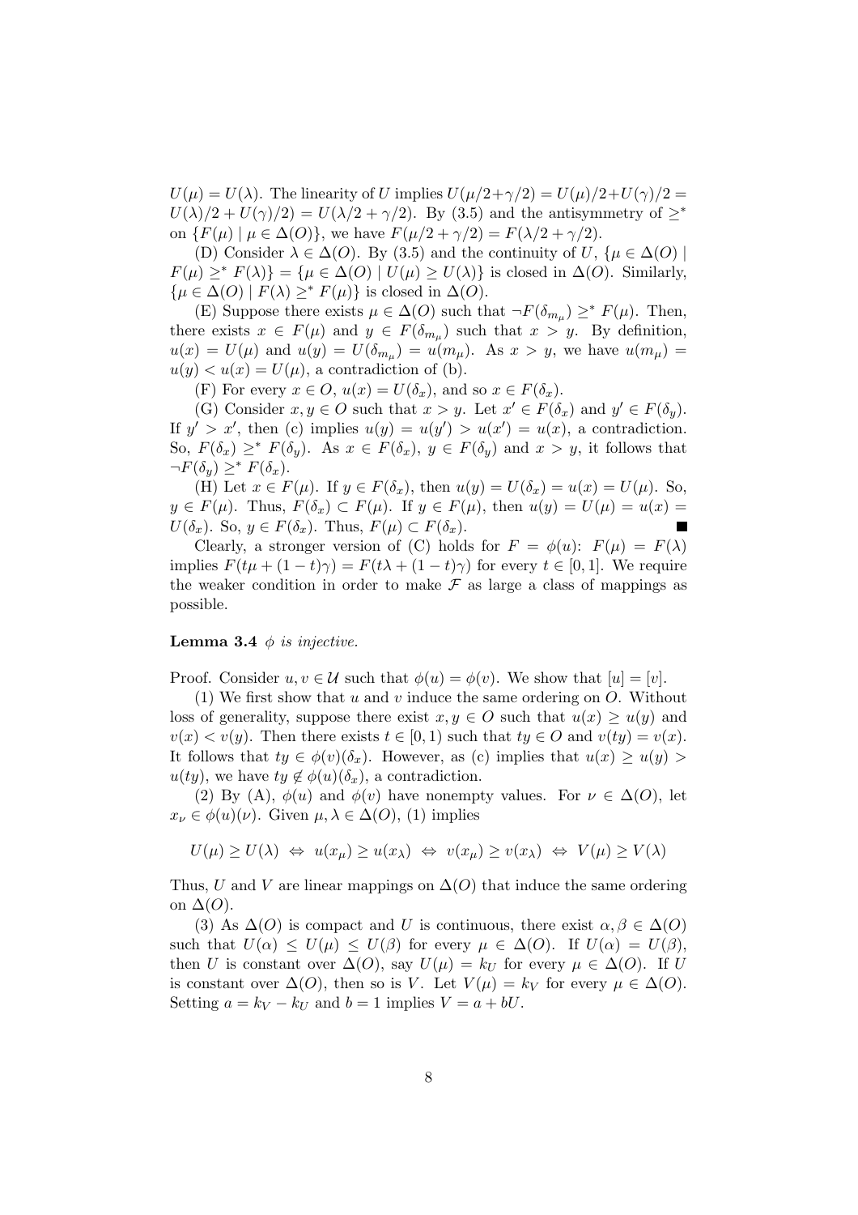$U(\mu) = U(\lambda)$. The linearity of $U$ implies $U(\mu/2+\gamma/2) = U(\mu)/2+U(\gamma)/2 = U(\lambda)/2 + U(\gamma)/2) = U(\lambda/2 + \gamma/2)$. By (3.5) and the antisymmetry of $\geq^*$ on $\{F(\mu) \mid \mu \in \Delta(O)\}$, we have $F(\mu/2 + \gamma/2) = F(\lambda/2 + \gamma/2)$.

(D) Consider $\lambda \in \Delta(O)$. By (3.5) and the continuity of $U$, $\{\mu \in \Delta(O) \mid F(\mu) \geq^* F(\lambda)\} = \{\mu \in \Delta(O) \mid U(\mu) \geq U(\lambda)\}$ is closed in $\Delta(O)$. Similarly, $\{\mu \in \Delta(O) \mid F(\lambda) \geq^* F(\mu)\}$ is closed in $\Delta(O)$.

(E) Suppose there exists $\mu \in \Delta(O)$ such that $\neg F(\delta_{m_\mu}) \geq^* F(\mu)$. Then, there exists $x \in F(\mu)$ and $y \in F(\delta_{m_\mu})$ such that $x > y$. By definition, $u(x) = U(\mu)$ and $u(y) = U(\delta_{m_\mu}) = u(m_\mu)$. As $x > y$, we have $u(m_\mu) = u(y) < u(x) = U(\mu)$, a contradiction of (b).

(F) For every $x \in O$, $u(x) = U(\delta_x)$, and so $x \in F(\delta_x)$.

(G) Consider $x, y \in O$ such that $x > y$. Let $x' \in F(\delta_x)$ and $y' \in F(\delta_y)$. If $y' > x'$, then (c) implies $u(y) = u(y') > u(x') = u(x)$, a contradiction. So, $F(\delta_x) \geq^* F(\delta_y)$. As $x \in F(\delta_x)$, $y \in F(\delta_y)$ and $x > y$, it follows that $\neg F(\delta_y) \geq^* F(\delta_x)$.

(H) Let $x \in F(\mu)$. If $y \in F(\delta_x)$, then $u(y) = U(\delta_x) = u(x) = U(\mu)$. So, $y \in F(\mu)$. Thus, $F(\delta_x) \subset F(\mu)$. If $y \in F(\mu)$, then $u(y) = U(\mu) = u(x) = U(\delta_x)$. So, $y \in F(\delta_x)$. Thus, $F(\mu) \subset F(\delta_x)$. ■

Clearly, a stronger version of (C) holds for $F = \phi(u)$: $F(\mu) = F(\lambda)$ implies $F(t\mu + (1-t)\gamma) = F(t\lambda + (1-t)\gamma)$ for every $t \in [0, 1]$. We require the weaker condition in order to make $\mathcal{F}$ as large a class of mappings as possible.

**Lemma 3.4** *$\phi$ is injective.*

Proof. Consider $u, v \in \mathcal{U}$ such that $\phi(u) = \phi(v)$. We show that $[u] = [v]$.

(1) We first show that $u$ and $v$ induce the same ordering on $O$. Without loss of generality, suppose there exist $x, y \in O$ such that $u(x) \geq u(y)$ and $v(x) < v(y)$. Then there exists $t \in [0, 1)$ such that $ty \in O$ and $v(ty) = v(x)$. It follows that $ty \in \phi(v)(\delta_x)$. However, as (c) implies that $u(x) \geq u(y) > u(ty)$, we have $ty \notin \phi(u)(\delta_x)$, a contradiction.

(2) By (A), $\phi(u)$ and $\phi(v)$ have nonempty values. For $\nu \in \Delta(O)$, let $x_\nu \in \phi(u)(\nu)$. Given $\mu, \lambda \in \Delta(O)$, (1) implies

$$U(\mu) \geq U(\lambda) \;\Leftrightarrow\; u(x_\mu) \geq u(x_\lambda) \;\Leftrightarrow\; v(x_\mu) \geq v(x_\lambda) \;\Leftrightarrow\; V(\mu) \geq V(\lambda)$$

Thus, $U$ and $V$ are linear mappings on $\Delta(O)$ that induce the same ordering on $\Delta(O)$.

(3) As $\Delta(O)$ is compact and $U$ is continuous, there exist $\alpha, \beta \in \Delta(O)$ such that $U(\alpha) \leq U(\mu) \leq U(\beta)$ for every $\mu \in \Delta(O)$. If $U(\alpha) = U(\beta)$, then $U$ is constant over $\Delta(O)$, say $U(\mu) = k_U$ for every $\mu \in \Delta(O)$. If $U$ is constant over $\Delta(O)$, then so is $V$. Let $V(\mu) = k_V$ for every $\mu \in \Delta(O)$. Setting $a = k_V - k_U$ and $b = 1$ implies $V = a + bU$.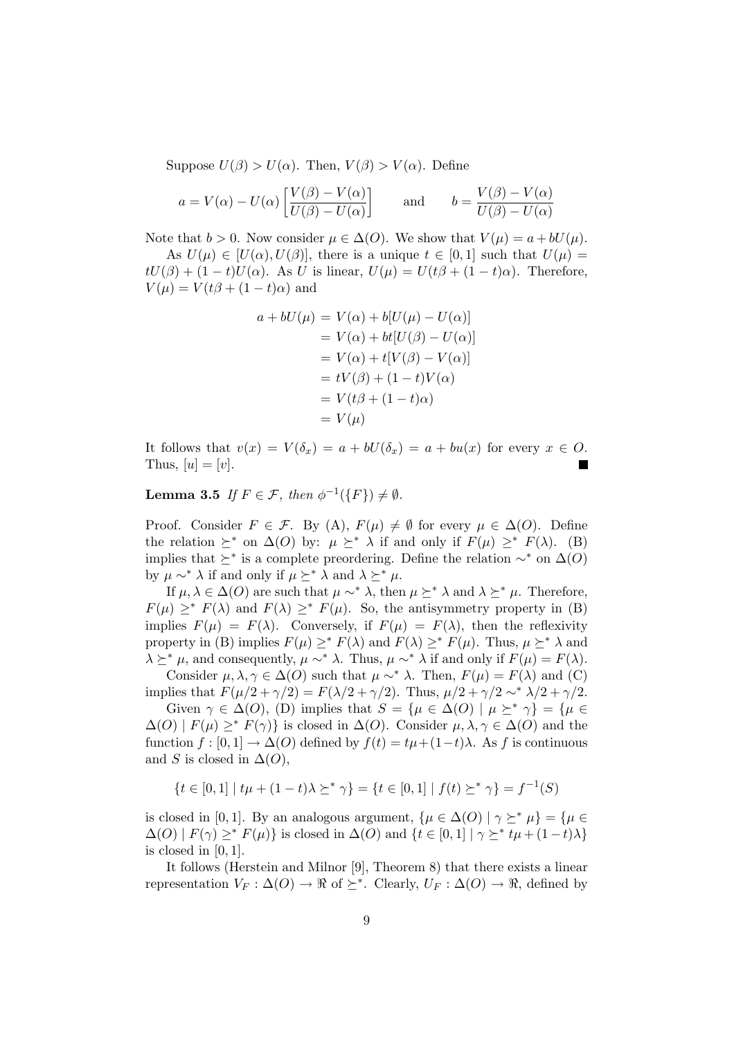Suppose $U(\beta) > U(\alpha)$. Then, $V(\beta) > V(\alpha)$. Define

$$a = V(\alpha) - U(\alpha)\left[\frac{V(\beta) - V(\alpha)}{U(\beta) - U(\alpha)}\right] \qquad \text{and} \qquad b = \frac{V(\beta) - V(\alpha)}{U(\beta) - U(\alpha)}$$

Note that $b > 0$. Now consider $\mu \in \Delta(O)$. We show that $V(\mu) = a + bU(\mu)$.

As $U(\mu) \in [U(\alpha), U(\beta)]$, there is a unique $t \in [0, 1]$ such that $U(\mu) = tU(\beta) + (1 - t)U(\alpha)$. As $U$ is linear, $U(\mu) = U(t\beta + (1 - t)\alpha)$. Therefore, $V(\mu) = V(t\beta + (1 - t)\alpha)$ and

$$\begin{aligned} a + bU(\mu) &= V(\alpha) + b[U(\mu) - U(\alpha)] \\ &= V(\alpha) + bt[U(\beta) - U(\alpha)] \\ &= V(\alpha) + t[V(\beta) - V(\alpha)] \\ &= tV(\beta) + (1 - t)V(\alpha) \\ &= V(t\beta + (1 - t)\alpha) \\ &= V(\mu) \end{aligned}$$

It follows that $v(x) = V(\delta_x) = a + bU(\delta_x) = a + bu(x)$ for every $x \in O$. Thus, $[u] = [v]$. ■

**Lemma 3.5** *If $F \in \mathcal{F}$, then $\phi^{-1}(\{F\}) \neq \emptyset$.*

Proof. Consider $F \in \mathcal{F}$. By (A), $F(\mu) \neq \emptyset$ for every $\mu \in \Delta(O)$. Define the relation $\succeq^*$ on $\Delta(O)$ by: $\mu \succeq^* \lambda$ if and only if $F(\mu) \geq^* F(\lambda)$. (B) implies that $\succeq^*$ is a complete preordering. Define the relation $\sim^*$ on $\Delta(O)$ by $\mu \sim^* \lambda$ if and only if $\mu \succeq^* \lambda$ and $\lambda \succeq^* \mu$.

If $\mu, \lambda \in \Delta(O)$ are such that $\mu \sim^* \lambda$, then $\mu \succeq^* \lambda$ and $\lambda \succeq^* \mu$. Therefore, $F(\mu) \geq^* F(\lambda)$ and $F(\lambda) \geq^* F(\mu)$. So, the antisymmetry property in (B) implies $F(\mu) = F(\lambda)$. Conversely, if $F(\mu) = F(\lambda)$, then the reflexivity property in (B) implies $F(\mu) \geq^* F(\lambda)$ and $F(\lambda) \geq^* F(\mu)$. Thus, $\mu \succeq^* \lambda$ and $\lambda \succeq^* \mu$, and consequently, $\mu \sim^* \lambda$. Thus, $\mu \sim^* \lambda$ if and only if $F(\mu) = F(\lambda)$.

Consider $\mu, \lambda, \gamma \in \Delta(O)$ such that $\mu \sim^* \lambda$. Then, $F(\mu) = F(\lambda)$ and (C) implies that $F(\mu/2 + \gamma/2) = F(\lambda/2 + \gamma/2)$. Thus, $\mu/2 + \gamma/2 \sim^* \lambda/2 + \gamma/2$.

Given $\gamma \in \Delta(O)$, (D) implies that $S = \{\mu \in \Delta(O) \mid \mu \succeq^* \gamma\} = \{\mu \in \Delta(O) \mid F(\mu) \geq^* F(\gamma)\}$ is closed in $\Delta(O)$. Consider $\mu, \lambda, \gamma \in \Delta(O)$ and the function $f : [0, 1] \to \Delta(O)$ defined by $f(t) = t\mu + (1 - t)\lambda$. As $f$ is continuous and $S$ is closed in $\Delta(O)$,

$$\{t \in [0, 1] \mid t\mu + (1 - t)\lambda \succeq^* \gamma\} = \{t \in [0, 1] \mid f(t) \succeq^* \gamma\} = f^{-1}(S)$$

is closed in $[0, 1]$. By an analogous argument, $\{\mu \in \Delta(O) \mid \gamma \succeq^* \mu\} = \{\mu \in \Delta(O) \mid F(\gamma) \geq^* F(\mu)\}$ is closed in $\Delta(O)$ and $\{t \in [0, 1] \mid \gamma \succeq^* t\mu + (1 - t)\lambda\}$ is closed in $[0, 1]$.

It follows (Herstein and Milnor [9], Theorem 8) that there exists a linear representation $V_F : \Delta(O) \to \Re$ of $\succeq^*$. Clearly, $U_F : \Delta(O) \to \Re$, defined by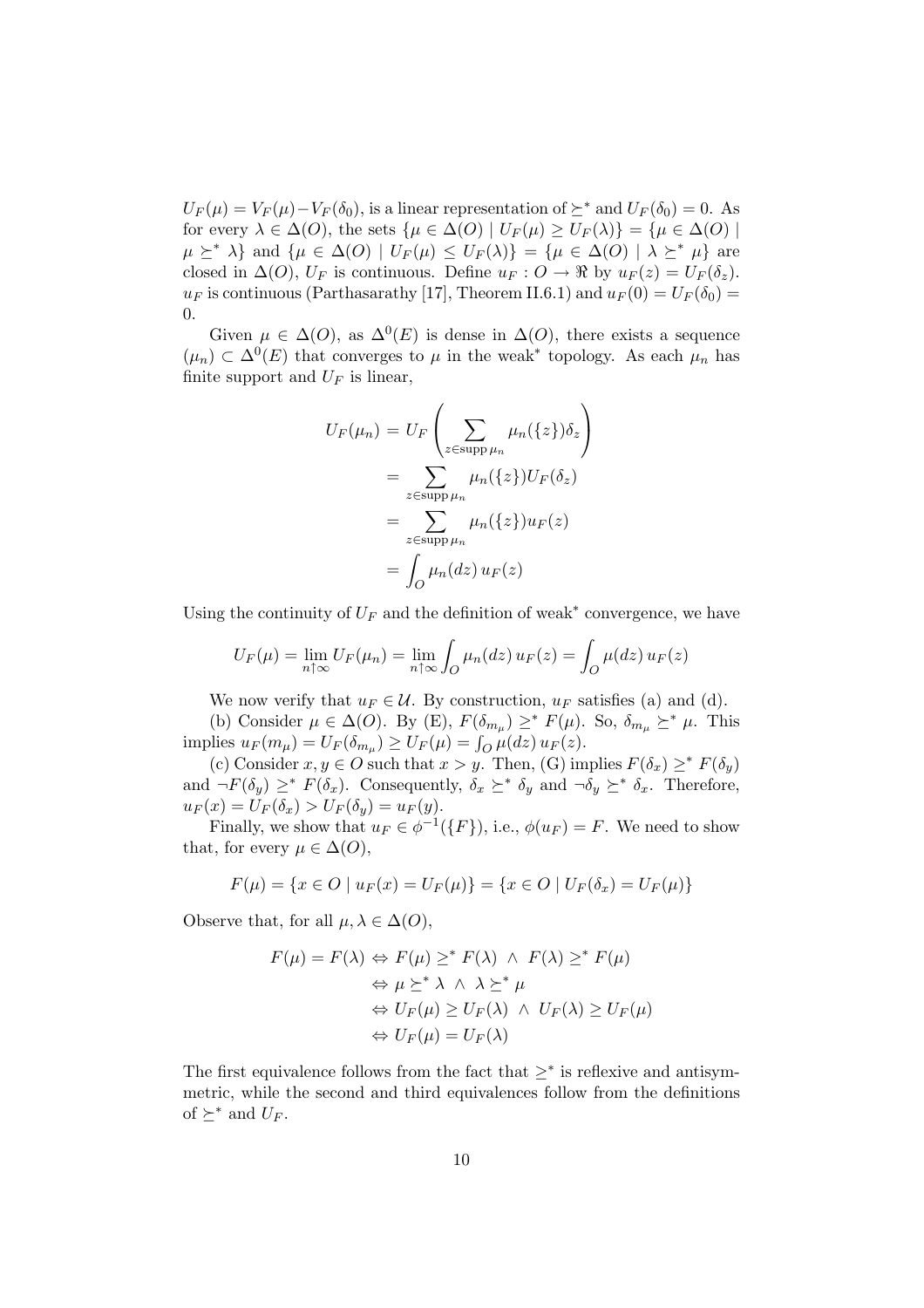$U_F(\mu) = V_F(\mu) - V_F(\delta_0)$, is a linear representation of $\succeq^*$ and $U_F(\delta_0) = 0$. As for every $\lambda \in \Delta(O)$, the sets $\{\mu \in \Delta(O) \mid U_F(\mu) \geq U_F(\lambda)\} = \{\mu \in \Delta(O) \mid \mu \succeq^* \lambda\}$ and $\{\mu \in \Delta(O) \mid U_F(\mu) \leq U_F(\lambda)\} = \{\mu \in \Delta(O) \mid \lambda \succeq^* \mu\}$ are closed in $\Delta(O)$, $U_F$ is continuous. Define $u_F : O \to \Re$ by $u_F(z) = U_F(\delta_z)$. $u_F$ is continuous (Parthasarathy [17], Theorem II.6.1) and $u_F(0) = U_F(\delta_0) = 0$.

Given $\mu \in \Delta(O)$, as $\Delta^0(E)$ is dense in $\Delta(O)$, there exists a sequence $(\mu_n) \subset \Delta^0(E)$ that converges to $\mu$ in the weak$^*$ topology. As each $\mu_n$ has finite support and $U_F$ is linear,

$$
\begin{aligned}
U_F(\mu_n) &= U_F\left(\sum_{z \in \operatorname{supp} \mu_n} \mu_n(\{z\})\delta_z\right) \\
&= \sum_{z \in \operatorname{supp} \mu_n} \mu_n(\{z\}) U_F(\delta_z) \\
&= \sum_{z \in \operatorname{supp} \mu_n} \mu_n(\{z\}) u_F(z) \\
&= \int_O \mu_n(dz)\, u_F(z)
\end{aligned}
$$

Using the continuity of $U_F$ and the definition of weak$^*$ convergence, we have

$$
U_F(\mu) = \lim_{n \uparrow \infty} U_F(\mu_n) = \lim_{n \uparrow \infty} \int_O \mu_n(dz)\, u_F(z) = \int_O \mu(dz)\, u_F(z)
$$

We now verify that $u_F \in \mathcal{U}$. By construction, $u_F$ satisfies (a) and (d).

(b) Consider $\mu \in \Delta(O)$. By (E), $F(\delta_{m_\mu}) \geq^* F(\mu)$. So, $\delta_{m_\mu} \succeq^* \mu$. This implies $u_F(m_\mu) = U_F(\delta_{m_\mu}) \geq U_F(\mu) = \int_O \mu(dz)\, u_F(z)$.

(c) Consider $x, y \in O$ such that $x > y$. Then, (G) implies $F(\delta_x) \geq^* F(\delta_y)$ and $\neg F(\delta_y) \geq^* F(\delta_x)$. Consequently, $\delta_x \succeq^* \delta_y$ and $\neg \delta_y \succeq^* \delta_x$. Therefore, $u_F(x) = U_F(\delta_x) > U_F(\delta_y) = u_F(y)$.

Finally, we show that $u_F \in \phi^{-1}(\{F\})$, i.e., $\phi(u_F) = F$. We need to show that, for every $\mu \in \Delta(O)$,

$$
F(\mu) = \{x \in O \mid u_F(x) = U_F(\mu)\} = \{x \in O \mid U_F(\delta_x) = U_F(\mu)\}
$$

Observe that, for all $\mu, \lambda \in \Delta(O)$,

$$
\begin{aligned}
F(\mu) = F(\lambda) &\Leftrightarrow F(\mu) \geq^* F(\lambda) \;\wedge\; F(\lambda) \geq^* F(\mu) \\
&\Leftrightarrow \mu \succeq^* \lambda \;\wedge\; \lambda \succeq^* \mu \\
&\Leftrightarrow U_F(\mu) \geq U_F(\lambda) \;\wedge\; U_F(\lambda) \geq U_F(\mu) \\
&\Leftrightarrow U_F(\mu) = U_F(\lambda)
\end{aligned}
$$

The first equivalence follows from the fact that $\geq^*$ is reflexive and antisymmetric, while the second and third equivalences follow from the definitions of $\succeq^*$ and $U_F$.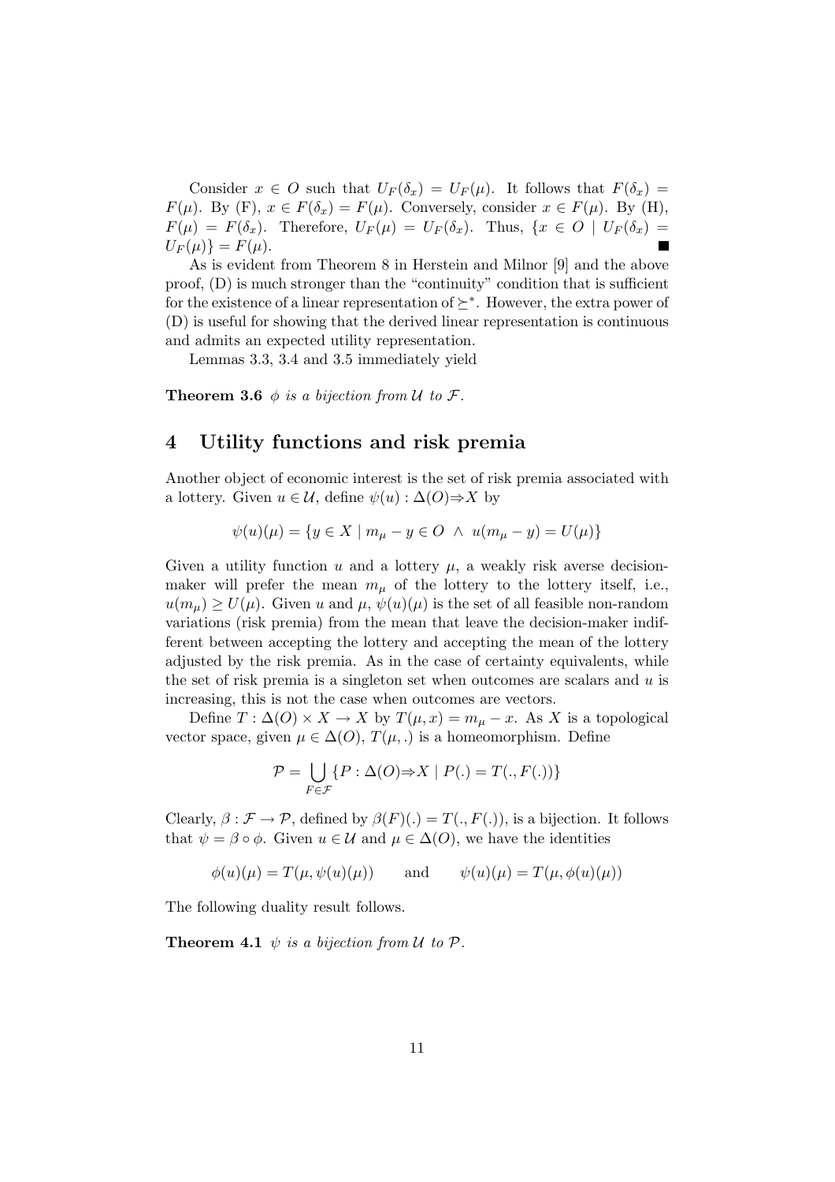Consider $x \in O$ such that $U_F(\delta_x) = U_F(\mu)$. It follows that $F(\delta_x) = F(\mu)$. By (F), $x \in F(\delta_x) = F(\mu)$. Conversely, consider $x \in F(\mu)$. By (H), $F(\mu) = F(\delta_x)$. Therefore, $U_F(\mu) = U_F(\delta_x)$. Thus, $\{x \in O \mid U_F(\delta_x) = U_F(\mu)\} = F(\mu)$. ∎

As is evident from Theorem 8 in Herstein and Milnor [9] and the above proof, (D) is much stronger than the "continuity" condition that is sufficient for the existence of a linear representation of $\succeq^*$. However, the extra power of (D) is useful for showing that the derived linear representation is continuous and admits an expected utility representation.

Lemmas 3.3, 3.4 and 3.5 immediately yield

**Theorem 3.6** *$\phi$ is a bijection from $\mathcal{U}$ to $\mathcal{F}$.*

## 4 Utility functions and risk premia

Another object of economic interest is the set of risk premia associated with a lottery. Given $u \in \mathcal{U}$, define $\psi(u) : \Delta(O) \rightrightarrows X$ by

$$\psi(u)(\mu) = \{y \in X \mid m_\mu - y \in O \ \wedge \ u(m_\mu - y) = U(\mu)\}$$

Given a utility function $u$ and a lottery $\mu$, a weakly risk averse decision-maker will prefer the mean $m_\mu$ of the lottery to the lottery itself, i.e., $u(m_\mu) \geq U(\mu)$. Given $u$ and $\mu$, $\psi(u)(\mu)$ is the set of all feasible non-random variations (risk premia) from the mean that leave the decision-maker indifferent between accepting the lottery and accepting the mean of the lottery adjusted by the risk premia. As in the case of certainty equivalents, while the set of risk premia is a singleton set when outcomes are scalars and $u$ is increasing, this is not the case when outcomes are vectors.

Define $T : \Delta(O) \times X \to X$ by $T(\mu, x) = m_\mu - x$. As $X$ is a topological vector space, given $\mu \in \Delta(O)$, $T(\mu, .)$ is a homeomorphism. Define

$$\mathcal{P} = \bigcup_{F \in \mathcal{F}} \{P : \Delta(O) \rightrightarrows X \mid P(.) = T(., F(.))\}$$

Clearly, $\beta : \mathcal{F} \to \mathcal{P}$, defined by $\beta(F)(.) = T(., F(.))$, is a bijection. It follows that $\psi = \beta \circ \phi$. Given $u \in \mathcal{U}$ and $\mu \in \Delta(O)$, we have the identities

$$\phi(u)(\mu) = T(\mu, \psi(u)(\mu)) \qquad \text{and} \qquad \psi(u)(\mu) = T(\mu, \phi(u)(\mu))$$

The following duality result follows.

**Theorem 4.1** *$\psi$ is a bijection from $\mathcal{U}$ to $\mathcal{P}$.*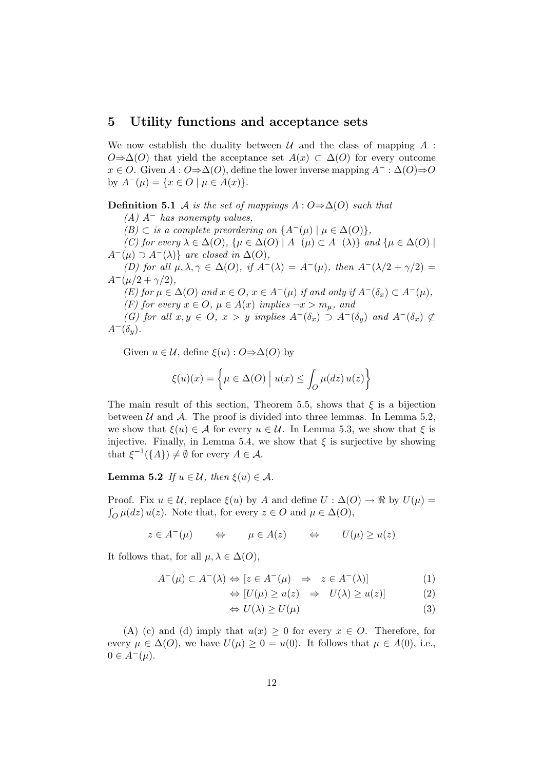## 5 Utility functions and acceptance sets

We now establish the duality between $\mathcal{U}$ and the class of mapping $A : O \rightrightarrows \Delta(O)$ that yield the acceptance set $A(x) \subset \Delta(O)$ for every outcome $x \in O$. Given $A : O \rightrightarrows \Delta(O)$, define the lower inverse mapping $A^- : \Delta(O) \rightrightarrows O$ by $A^-(\mu) = \{x \in O \mid \mu \in A(x)\}$.

**Definition 5.1** *$\mathcal{A}$ is the set of mappings $A : O \rightrightarrows \Delta(O)$ such that*

*(A) $A^-$ has nonempty values,*

*(B) $\subset$ is a complete preordering on $\{A^-(\mu) \mid \mu \in \Delta(O)\}$,*

*(C) for every $\lambda \in \Delta(O)$, $\{\mu \in \Delta(O) \mid A^-(\mu) \subset A^-(\lambda)\}$ and $\{\mu \in \Delta(O) \mid A^-(\mu) \supset A^-(\lambda)\}$ are closed in $\Delta(O)$,*

*(D) for all $\mu, \lambda, \gamma \in \Delta(O)$, if $A^-(\lambda) = A^-(\mu)$, then $A^-(\lambda/2 + \gamma/2) = A^-(\mu/2 + \gamma/2)$,*

*(E) for $\mu \in \Delta(O)$ and $x \in O$, $x \in A^-(\mu)$ if and only if $A^-(\delta_x) \subset A^-(\mu)$,*

*(F) for every $x \in O$, $\mu \in A(x)$ implies $\neg x > m_\mu$, and*

*(G) for all $x, y \in O$, $x > y$ implies $A^-(\delta_x) \supset A^-(\delta_y)$ and $A^-(\delta_x) \not\subset A^-(\delta_y)$.*

Given $u \in \mathcal{U}$, define $\xi(u) : O \rightrightarrows \Delta(O)$ by

$$\xi(u)(x) = \left\{ \mu \in \Delta(O) \;\Big|\; u(x) \leq \int_O \mu(dz)\, u(z) \right\}$$

The main result of this section, Theorem 5.5, shows that $\xi$ is a bijection between $\mathcal{U}$ and $\mathcal{A}$. The proof is divided into three lemmas. In Lemma 5.2, we show that $\xi(u) \in \mathcal{A}$ for every $u \in \mathcal{U}$. In Lemma 5.3, we show that $\xi$ is injective. Finally, in Lemma 5.4, we show that $\xi$ is surjective by showing that $\xi^{-1}(\{A\}) \neq \emptyset$ for every $A \in \mathcal{A}$.

**Lemma 5.2** *If $u \in \mathcal{U}$, then $\xi(u) \in \mathcal{A}$.*

Proof. Fix $u \in \mathcal{U}$, replace $\xi(u)$ by $A$ and define $U : \Delta(O) \to \Re$ by $U(\mu) = \int_O \mu(dz)\, u(z)$. Note that, for every $z \in O$ and $\mu \in \Delta(O)$,

$$z \in A^-(\mu) \qquad \Leftrightarrow \qquad \mu \in A(z) \qquad \Leftrightarrow \qquad U(\mu) \geq u(z)$$

It follows that, for all $\mu, \lambda \in \Delta(O)$,

$$\begin{aligned} A^-(\mu) \subset A^-(\lambda) &\Leftrightarrow [z \in A^-(\mu) \quad \Rightarrow \quad z \in A^-(\lambda)] & (1) \\ &\Leftrightarrow [U(\mu) \geq u(z) \quad \Rightarrow \quad U(\lambda) \geq u(z)] & (2) \\ &\Leftrightarrow U(\lambda) \geq U(\mu) & (3) \end{aligned}$$

(A) (c) and (d) imply that $u(x) \geq 0$ for every $x \in O$. Therefore, for every $\mu \in \Delta(O)$, we have $U(\mu) \geq 0 = u(0)$. It follows that $\mu \in A(0)$, i.e., $0 \in A^-(\mu)$.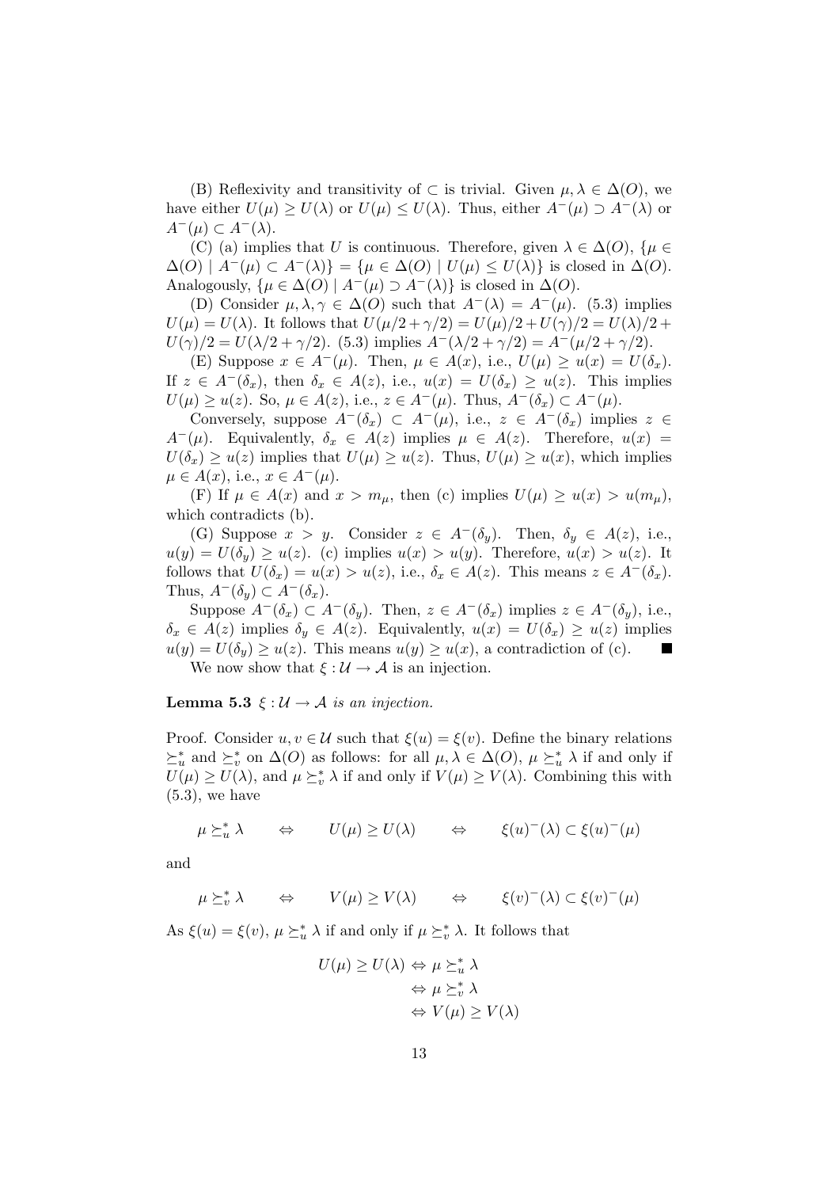(B) Reflexivity and transitivity of $\subset$ is trivial. Given $\mu, \lambda \in \Delta(O)$, we have either $U(\mu) \geq U(\lambda)$ or $U(\mu) \leq U(\lambda)$. Thus, either $A^-(\mu) \supset A^-(\lambda)$ or $A^-(\mu) \subset A^-(\lambda)$.

(C) (a) implies that $U$ is continuous. Therefore, given $\lambda \in \Delta(O)$, $\{\mu \in \Delta(O) \mid A^-(\mu) \subset A^-(\lambda)\} = \{\mu \in \Delta(O) \mid U(\mu) \leq U(\lambda)\}$ is closed in $\Delta(O)$. Analogously, $\{\mu \in \Delta(O) \mid A^-(\mu) \supset A^-(\lambda)\}$ is closed in $\Delta(O)$.

(D) Consider $\mu, \lambda, \gamma \in \Delta(O)$ such that $A^-(\lambda) = A^-(\mu)$. (5.3) implies $U(\mu) = U(\lambda)$. It follows that $U(\mu/2 + \gamma/2) = U(\mu)/2 + U(\gamma)/2 = U(\lambda)/2 + U(\gamma)/2 = U(\lambda/2 + \gamma/2)$. (5.3) implies $A^-(\lambda/2 + \gamma/2) = A^-(\mu/2 + \gamma/2)$.

(E) Suppose $x \in A^-(\mu)$. Then, $\mu \in A(x)$, i.e., $U(\mu) \geq u(x) = U(\delta_x)$. If $z \in A^-(\delta_x)$, then $\delta_x \in A(z)$, i.e., $u(x) = U(\delta_x) \geq u(z)$. This implies $U(\mu) \geq u(z)$. So, $\mu \in A(z)$, i.e., $z \in A^-(\mu)$. Thus, $A^-(\delta_x) \subset A^-(\mu)$.

Conversely, suppose $A^-(\delta_x) \subset A^-(\mu)$, i.e., $z \in A^-(\delta_x)$ implies $z \in A^-(\mu)$. Equivalently, $\delta_x \in A(z)$ implies $\mu \in A(z)$. Therefore, $u(x) = U(\delta_x) \geq u(z)$ implies that $U(\mu) \geq u(z)$. Thus, $U(\mu) \geq u(x)$, which implies $\mu \in A(x)$, i.e., $x \in A^-(\mu)$.

(F) If $\mu \in A(x)$ and $x > m_\mu$, then (c) implies $U(\mu) \geq u(x) > u(m_\mu)$, which contradicts (b).

(G) Suppose $x > y$. Consider $z \in A^-(\delta_y)$. Then, $\delta_y \in A(z)$, i.e., $u(y) = U(\delta_y) \geq u(z)$. (c) implies $u(x) > u(y)$. Therefore, $u(x) > u(z)$. It follows that $U(\delta_x) = u(x) > u(z)$, i.e., $\delta_x \in A(z)$. This means $z \in A^-(\delta_x)$. Thus, $A^-(\delta_y) \subset A^-(\delta_x)$.

Suppose $A^-(\delta_x) \subset A^-(\delta_y)$. Then, $z \in A^-(\delta_x)$ implies $z \in A^-(\delta_y)$, i.e., $\delta_x \in A(z)$ implies $\delta_y \in A(z)$. Equivalently, $u(x) = U(\delta_x) \geq u(z)$ implies $u(y) = U(\delta_y) \geq u(z)$. This means $u(y) \geq u(x)$, a contradiction of (c). ∎

We now show that $\xi : \mathcal{U} \to \mathcal{A}$ is an injection.

**Lemma 5.3** *$\xi : \mathcal{U} \to \mathcal{A}$ is an injection.*

Proof. Consider $u, v \in \mathcal{U}$ such that $\xi(u) = \xi(v)$. Define the binary relations $\succeq_u^*$ and $\succeq_v^*$ on $\Delta(O)$ as follows: for all $\mu, \lambda \in \Delta(O)$, $\mu \succeq_u^* \lambda$ if and only if $U(\mu) \geq U(\lambda)$, and $\mu \succeq_v^* \lambda$ if and only if $V(\mu) \geq V(\lambda)$. Combining this with (5.3), we have

$$\mu \succeq_u^* \lambda \quad \Leftrightarrow \quad U(\mu) \geq U(\lambda) \quad \Leftrightarrow \quad \xi(u)^-(\lambda) \subset \xi(u)^-(\mu)$$

and

$$\mu \succeq_v^* \lambda \quad \Leftrightarrow \quad V(\mu) \geq V(\lambda) \quad \Leftrightarrow \quad \xi(v)^-(\lambda) \subset \xi(v)^-(\mu)$$

As $\xi(u) = \xi(v)$, $\mu \succeq_u^* \lambda$ if and only if $\mu \succeq_v^* \lambda$. It follows that

$$\begin{aligned}
U(\mu) \geq U(\lambda) &\Leftrightarrow \mu \succeq_u^* \lambda \\
&\Leftrightarrow \mu \succeq_v^* \lambda \\
&\Leftrightarrow V(\mu) \geq V(\lambda)
\end{aligned}$$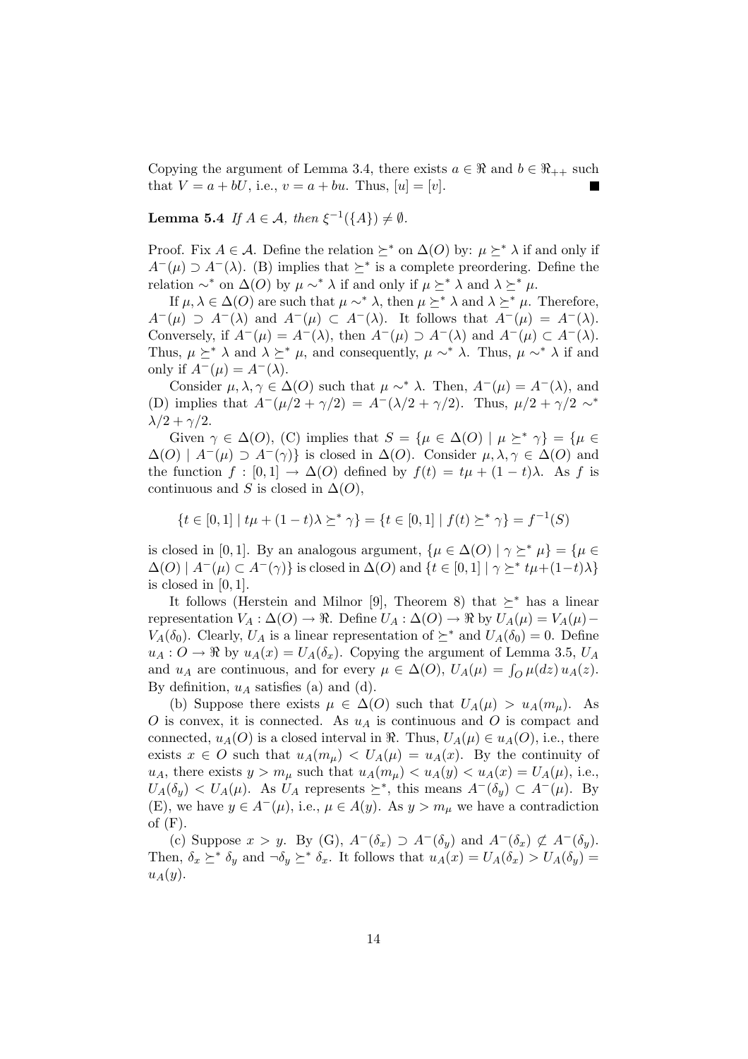Copying the argument of Lemma 3.4, there exists $a \in \Re$ and $b \in \Re_{++}$ such that $V = a + bU$, i.e., $v = a + bu$. Thus, $[u] = [v]$. ■

**Lemma 5.4** *If $A \in \mathcal{A}$, then $\xi^{-1}(\{A\}) \neq \emptyset$.*

Proof. Fix $A \in \mathcal{A}$. Define the relation $\succeq^*$ on $\Delta(O)$ by: $\mu \succeq^* \lambda$ if and only if $A^-(\mu) \supset A^-(\lambda)$. (B) implies that $\succeq^*$ is a complete preordering. Define the relation $\sim^*$ on $\Delta(O)$ by $\mu \sim^* \lambda$ if and only if $\mu \succeq^* \lambda$ and $\lambda \succeq^* \mu$.

If $\mu, \lambda \in \Delta(O)$ are such that $\mu \sim^* \lambda$, then $\mu \succeq^* \lambda$ and $\lambda \succeq^* \mu$. Therefore, $A^-(\mu) \supset A^-(\lambda)$ and $A^-(\mu) \subset A^-(\lambda)$. It follows that $A^-(\mu) = A^-(\lambda)$. Conversely, if $A^-(\mu) = A^-(\lambda)$, then $A^-(\mu) \supset A^-(\lambda)$ and $A^-(\mu) \subset A^-(\lambda)$. Thus, $\mu \succeq^* \lambda$ and $\lambda \succeq^* \mu$, and consequently, $\mu \sim^* \lambda$. Thus, $\mu \sim^* \lambda$ if and only if $A^-(\mu) = A^-(\lambda)$.

Consider $\mu, \lambda, \gamma \in \Delta(O)$ such that $\mu \sim^* \lambda$. Then, $A^-(\mu) = A^-(\lambda)$, and (D) implies that $A^-(\mu/2 + \gamma/2) = A^-(\lambda/2 + \gamma/2)$. Thus, $\mu/2 + \gamma/2 \sim^* \lambda/2 + \gamma/2$.

Given $\gamma \in \Delta(O)$, (C) implies that $S = \{\mu \in \Delta(O) \mid \mu \succeq^* \gamma\} = \{\mu \in \Delta(O) \mid A^-(\mu) \supset A^-(\gamma)\}$ is closed in $\Delta(O)$. Consider $\mu, \lambda, \gamma \in \Delta(O)$ and the function $f : [0,1] \to \Delta(O)$ defined by $f(t) = t\mu + (1-t)\lambda$. As $f$ is continuous and $S$ is closed in $\Delta(O)$,

$$\{t \in [0,1] \mid t\mu + (1-t)\lambda \succeq^* \gamma\} = \{t \in [0,1] \mid f(t) \succeq^* \gamma\} = f^{-1}(S)$$

is closed in $[0,1]$. By an analogous argument, $\{\mu \in \Delta(O) \mid \gamma \succeq^* \mu\} = \{\mu \in \Delta(O) \mid A^-(\mu) \subset A^-(\gamma)\}$ is closed in $\Delta(O)$ and $\{t \in [0,1] \mid \gamma \succeq^* t\mu + (1-t)\lambda\}$ is closed in $[0,1]$.

It follows (Herstein and Milnor [9], Theorem 8) that $\succeq^*$ has a linear representation $V_A : \Delta(O) \to \Re$. Define $U_A : \Delta(O) \to \Re$ by $U_A(\mu) = V_A(\mu) - V_A(\delta_0)$. Clearly, $U_A$ is a linear representation of $\succeq^*$ and $U_A(\delta_0) = 0$. Define $u_A : O \to \Re$ by $u_A(x) = U_A(\delta_x)$. Copying the argument of Lemma 3.5, $U_A$ and $u_A$ are continuous, and for every $\mu \in \Delta(O)$, $U_A(\mu) = \int_O \mu(dz)\, u_A(z)$. By definition, $u_A$ satisfies (a) and (d).

(b) Suppose there exists $\mu \in \Delta(O)$ such that $U_A(\mu) > u_A(m_\mu)$. As $O$ is convex, it is connected. As $u_A$ is continuous and $O$ is compact and connected, $u_A(O)$ is a closed interval in $\Re$. Thus, $U_A(\mu) \in u_A(O)$, i.e., there exists $x \in O$ such that $u_A(m_\mu) < U_A(\mu) = u_A(x)$. By the continuity of $u_A$, there exists $y > m_\mu$ such that $u_A(m_\mu) < u_A(y) < u_A(x) = U_A(\mu)$, i.e., $U_A(\delta_y) < U_A(\mu)$. As $U_A$ represents $\succeq^*$, this means $A^-(\delta_y) \subset A^-(\mu)$. By (E), we have $y \in A^-(\mu)$, i.e., $\mu \in A(y)$. As $y > m_\mu$ we have a contradiction of (F).

(c) Suppose $x > y$. By (G), $A^-(\delta_x) \supset A^-(\delta_y)$ and $A^-(\delta_x) \not\subset A^-(\delta_y)$. Then, $\delta_x \succeq^* \delta_y$ and $\neg \delta_y \succeq^* \delta_x$. It follows that $u_A(x) = U_A(\delta_x) > U_A(\delta_y) = u_A(y)$.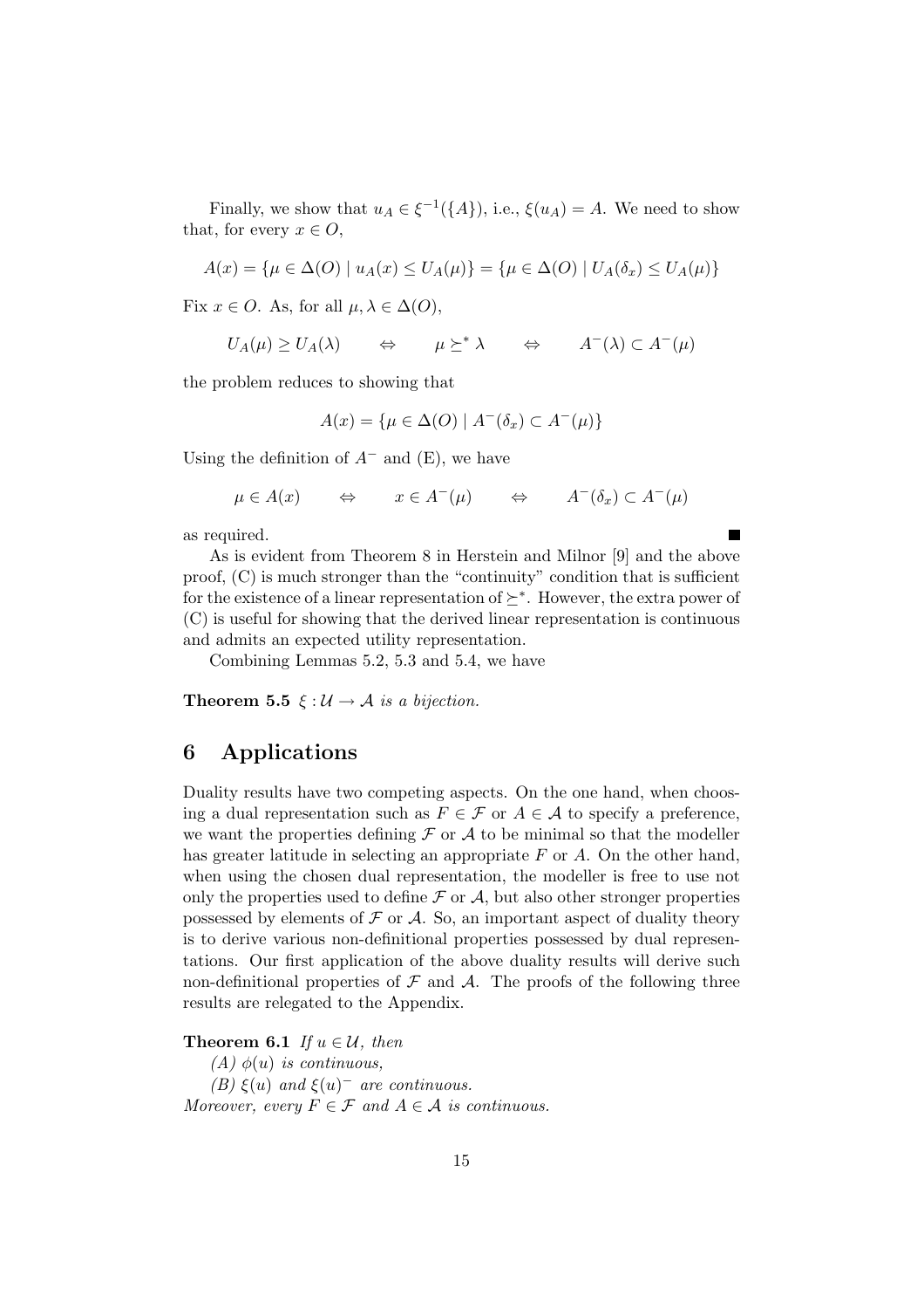Finally, we show that $u_A \in \xi^{-1}(\{A\})$, i.e., $\xi(u_A) = A$. We need to show that, for every $x \in O$,

$$A(x) = \{\mu \in \Delta(O) \mid u_A(x) \leq U_A(\mu)\} = \{\mu \in \Delta(O) \mid U_A(\delta_x) \leq U_A(\mu)\}$$

Fix $x \in O$. As, for all $\mu, \lambda \in \Delta(O)$,

$$U_A(\mu) \geq U_A(\lambda) \qquad \Leftrightarrow \qquad \mu \succeq^* \lambda \qquad \Leftrightarrow \qquad A^-(\lambda) \subset A^-(\mu)$$

the problem reduces to showing that

$$A(x) = \{\mu \in \Delta(O) \mid A^-(\delta_x) \subset A^-(\mu)\}$$

Using the definition of $A^-$ and (E), we have

$$\mu \in A(x) \qquad \Leftrightarrow \qquad x \in A^-(\mu) \qquad \Leftrightarrow \qquad A^-(\delta_x) \subset A^-(\mu)$$

as required. ■

As is evident from Theorem 8 in Herstein and Milnor [9] and the above proof, (C) is much stronger than the "continuity" condition that is sufficient for the existence of a linear representation of $\succeq^*$. However, the extra power of (C) is useful for showing that the derived linear representation is continuous and admits an expected utility representation.

Combining Lemmas 5.2, 5.3 and 5.4, we have

**Theorem 5.5** *$\xi : \mathcal{U} \to \mathcal{A}$ is a bijection.*

## 6 Applications

Duality results have two competing aspects. On the one hand, when choosing a dual representation such as $F \in \mathcal{F}$ or $A \in \mathcal{A}$ to specify a preference, we want the properties defining $\mathcal{F}$ or $\mathcal{A}$ to be minimal so that the modeller has greater latitude in selecting an appropriate $F$ or $A$. On the other hand, when using the chosen dual representation, the modeller is free to use not only the properties used to define $\mathcal{F}$ or $\mathcal{A}$, but also other stronger properties possessed by elements of $\mathcal{F}$ or $\mathcal{A}$. So, an important aspect of duality theory is to derive various non-definitional properties possessed by dual representations. Our first application of the above duality results will derive such non-definitional properties of $\mathcal{F}$ and $\mathcal{A}$. The proofs of the following three results are relegated to the Appendix.

**Theorem 6.1** *If $u \in \mathcal{U}$, then*

*(A) $\phi(u)$ is continuous,*

*(B) $\xi(u)$ and $\xi(u)^-$ are continuous.*

*Moreover, every $F \in \mathcal{F}$ and $A \in \mathcal{A}$ is continuous.*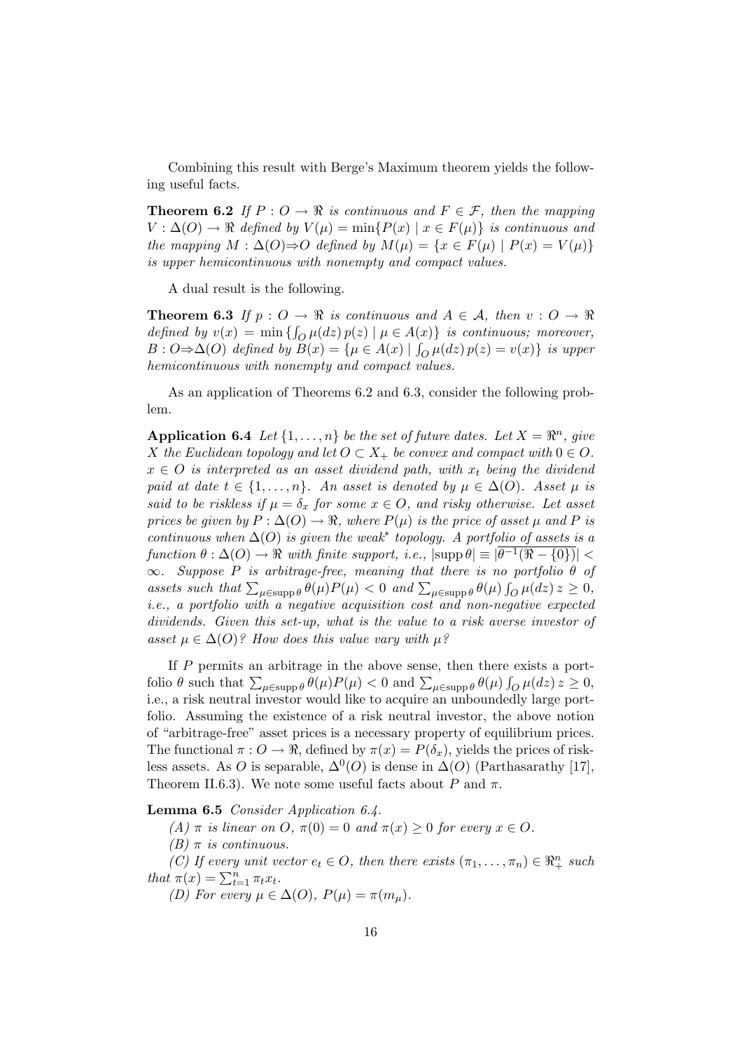Combining this result with Berge's Maximum theorem yields the following useful facts.

**Theorem 6.2** *If $P : O \to \Re$ is continuous and $F \in \mathcal{F}$, then the mapping $V : \Delta(O) \to \Re$ defined by $V(\mu) = \min\{P(x) \mid x \in F(\mu)\}$ is continuous and the mapping $M : \Delta(O) \rightrightarrows O$ defined by $M(\mu) = \{x \in F(\mu) \mid P(x) = V(\mu)\}$ is upper hemicontinuous with nonempty and compact values.*

A dual result is the following.

**Theorem 6.3** *If $p : O \to \Re$ is continuous and $A \in \mathcal{A}$, then $v : O \to \Re$ defined by $v(x) = \min\{\int_O \mu(dz)\, p(z) \mid \mu \in A(x)\}$ is continuous; moreover, $B : O \rightrightarrows \Delta(O)$ defined by $B(x) = \{\mu \in A(x) \mid \int_O \mu(dz)\, p(z) = v(x)\}$ is upper hemicontinuous with nonempty and compact values.*

As an application of Theorems 6.2 and 6.3, consider the following problem.

**Application 6.4** *Let $\{1, \ldots, n\}$ be the set of future dates. Let $X = \Re^n$, give $X$ the Euclidean topology and let $O \subset X_+$ be convex and compact with $0 \in O$. $x \in O$ is interpreted as an asset dividend path, with $x_t$ being the dividend paid at date $t \in \{1, \ldots, n\}$. An asset is denoted by $\mu \in \Delta(O)$. Asset $\mu$ is said to be riskless if $\mu = \delta_x$ for some $x \in O$, and risky otherwise. Let asset prices be given by $P : \Delta(O) \to \Re$, where $P(\mu)$ is the price of asset $\mu$ and $P$ is continuous when $\Delta(O)$ is given the weak\* topology. A portfolio of assets is a function $\theta : \Delta(O) \to \Re$ with finite support, i.e., $|\text{supp}\,\theta| \equiv |\overline{\theta^{-1}(\Re - \{0\})}| < \infty$. Suppose $P$ is arbitrage-free, meaning that there is no portfolio $\theta$ of assets such that $\sum_{\mu \in \text{supp}\,\theta} \theta(\mu) P(\mu) < 0$ and $\sum_{\mu \in \text{supp}\,\theta} \theta(\mu) \int_O \mu(dz)\, z \geq 0$, i.e., a portfolio with a negative acquisition cost and non-negative expected dividends. Given this set-up, what is the value to a risk averse investor of asset $\mu \in \Delta(O)$? How does this value vary with $\mu$?*

If $P$ permits an arbitrage in the above sense, then there exists a portfolio $\theta$ such that $\sum_{\mu \in \text{supp}\,\theta} \theta(\mu) P(\mu) < 0$ and $\sum_{\mu \in \text{supp}\,\theta} \theta(\mu) \int_O \mu(dz)\, z \geq 0$, i.e., a risk neutral investor would like to acquire an unboundedly large portfolio. Assuming the existence of a risk neutral investor, the above notion of "arbitrage-free" asset prices is a necessary property of equilibrium prices. The functional $\pi : O \to \Re$, defined by $\pi(x) = P(\delta_x)$, yields the prices of riskless assets. As $O$ is separable, $\Delta^0(O)$ is dense in $\Delta(O)$ (Parthasarathy [17], Theorem II.6.3). We note some useful facts about $P$ and $\pi$.

**Lemma 6.5** *Consider Application 6.4.*

*(A) $\pi$ is linear on $O$, $\pi(0) = 0$ and $\pi(x) \geq 0$ for every $x \in O$.*

*(B) $\pi$ is continuous.*

*(C) If every unit vector $e_t \in O$, then there exists $(\pi_1, \ldots, \pi_n) \in \Re^n_+$ such that $\pi(x) = \sum_{t=1}^n \pi_t x_t$.*

*(D) For every $\mu \in \Delta(O)$, $P(\mu) = \pi(m_\mu)$.*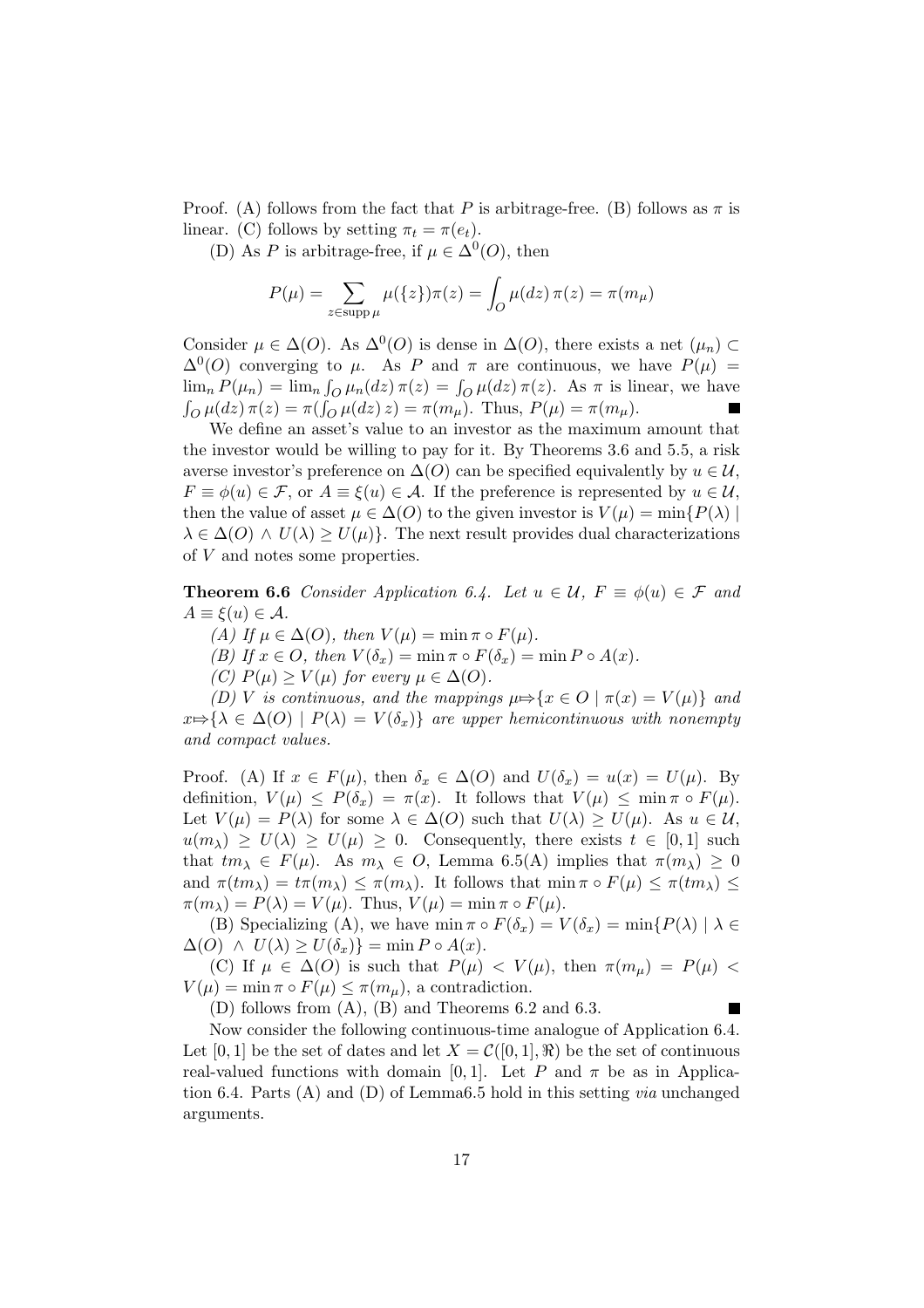Proof. (A) follows from the fact that $P$ is arbitrage-free. (B) follows as $\pi$ is linear. (C) follows by setting $\pi_t = \pi(e_t)$.

(D) As $P$ is arbitrage-free, if $\mu \in \Delta^0(O)$, then

$$P(\mu) = \sum_{z \in \operatorname{supp} \mu} \mu(\{z\})\pi(z) = \int_O \mu(dz)\,\pi(z) = \pi(m_\mu)$$

Consider $\mu \in \Delta(O)$. As $\Delta^0(O)$ is dense in $\Delta(O)$, there exists a net $(\mu_n) \subset \Delta^0(O)$ converging to $\mu$. As $P$ and $\pi$ are continuous, we have $P(\mu) = \lim_n P(\mu_n) = \lim_n \int_O \mu_n(dz)\,\pi(z) = \int_O \mu(dz)\,\pi(z)$. As $\pi$ is linear, we have $\int_O \mu(dz)\,\pi(z) = \pi(\int_O \mu(dz)\,z) = \pi(m_\mu)$. Thus, $P(\mu) = \pi(m_\mu)$. ■

We define an asset's value to an investor as the maximum amount that the investor would be willing to pay for it. By Theorems 3.6 and 5.5, a risk averse investor's preference on $\Delta(O)$ can be specified equivalently by $u \in \mathcal{U}$, $F \equiv \phi(u) \in \mathcal{F}$, or $A \equiv \xi(u) \in \mathcal{A}$. If the preference is represented by $u \in \mathcal{U}$, then the value of asset $\mu \in \Delta(O)$ to the given investor is $V(\mu) = \min\{P(\lambda) \mid \lambda \in \Delta(O) \wedge U(\lambda) \geq U(\mu)\}$. The next result provides dual characterizations of $V$ and notes some properties.

**Theorem 6.6** *Consider Application 6.4. Let $u \in \mathcal{U}$, $F \equiv \phi(u) \in \mathcal{F}$ and $A \equiv \xi(u) \in \mathcal{A}$.*

*(A) If $\mu \in \Delta(O)$, then $V(\mu) = \min \pi \circ F(\mu)$.*

*(B) If $x \in O$, then $V(\delta_x) = \min \pi \circ F(\delta_x) = \min P \circ A(x)$.*

*(C) $P(\mu) \geq V(\mu)$ for every $\mu \in \Delta(O)$.*

*(D) $V$ is continuous, and the mappings $\mu \Rightarrow \{x \in O \mid \pi(x) = V(\mu)\}$ and $x \Rightarrow \{\lambda \in \Delta(O) \mid P(\lambda) = V(\delta_x)\}$ are upper hemicontinuous with nonempty and compact values.*

Proof. (A) If $x \in F(\mu)$, then $\delta_x \in \Delta(O)$ and $U(\delta_x) = u(x) = U(\mu)$. By definition, $V(\mu) \leq P(\delta_x) = \pi(x)$. It follows that $V(\mu) \leq \min \pi \circ F(\mu)$. Let $V(\mu) = P(\lambda)$ for some $\lambda \in \Delta(O)$ such that $U(\lambda) \geq U(\mu)$. As $u \in \mathcal{U}$, $u(m_\lambda) \geq U(\lambda) \geq U(\mu) \geq 0$. Consequently, there exists $t \in [0,1]$ such that $tm_\lambda \in F(\mu)$. As $m_\lambda \in O$, Lemma 6.5(A) implies that $\pi(m_\lambda) \geq 0$ and $\pi(tm_\lambda) = t\pi(m_\lambda) \leq \pi(m_\lambda)$. It follows that $\min \pi \circ F(\mu) \leq \pi(tm_\lambda) \leq \pi(m_\lambda) = P(\lambda) = V(\mu)$. Thus, $V(\mu) = \min \pi \circ F(\mu)$.

(B) Specializing (A), we have $\min \pi \circ F(\delta_x) = V(\delta_x) = \min\{P(\lambda) \mid \lambda \in \Delta(O) \wedge U(\lambda) \geq U(\delta_x)\} = \min P \circ A(x)$.

(C) If $\mu \in \Delta(O)$ is such that $P(\mu) < V(\mu)$, then $\pi(m_\mu) = P(\mu) < V(\mu) = \min \pi \circ F(\mu) \leq \pi(m_\mu)$, a contradiction.

(D) follows from (A), (B) and Theorems 6.2 and 6.3. ■

Now consider the following continuous-time analogue of Application 6.4. Let $[0,1]$ be the set of dates and let $X = \mathcal{C}([0,1], \Re)$ be the set of continuous real-valued functions with domain $[0,1]$. Let $P$ and $\pi$ be as in Application 6.4. Parts (A) and (D) of Lemma6.5 hold in this setting *via* unchanged arguments.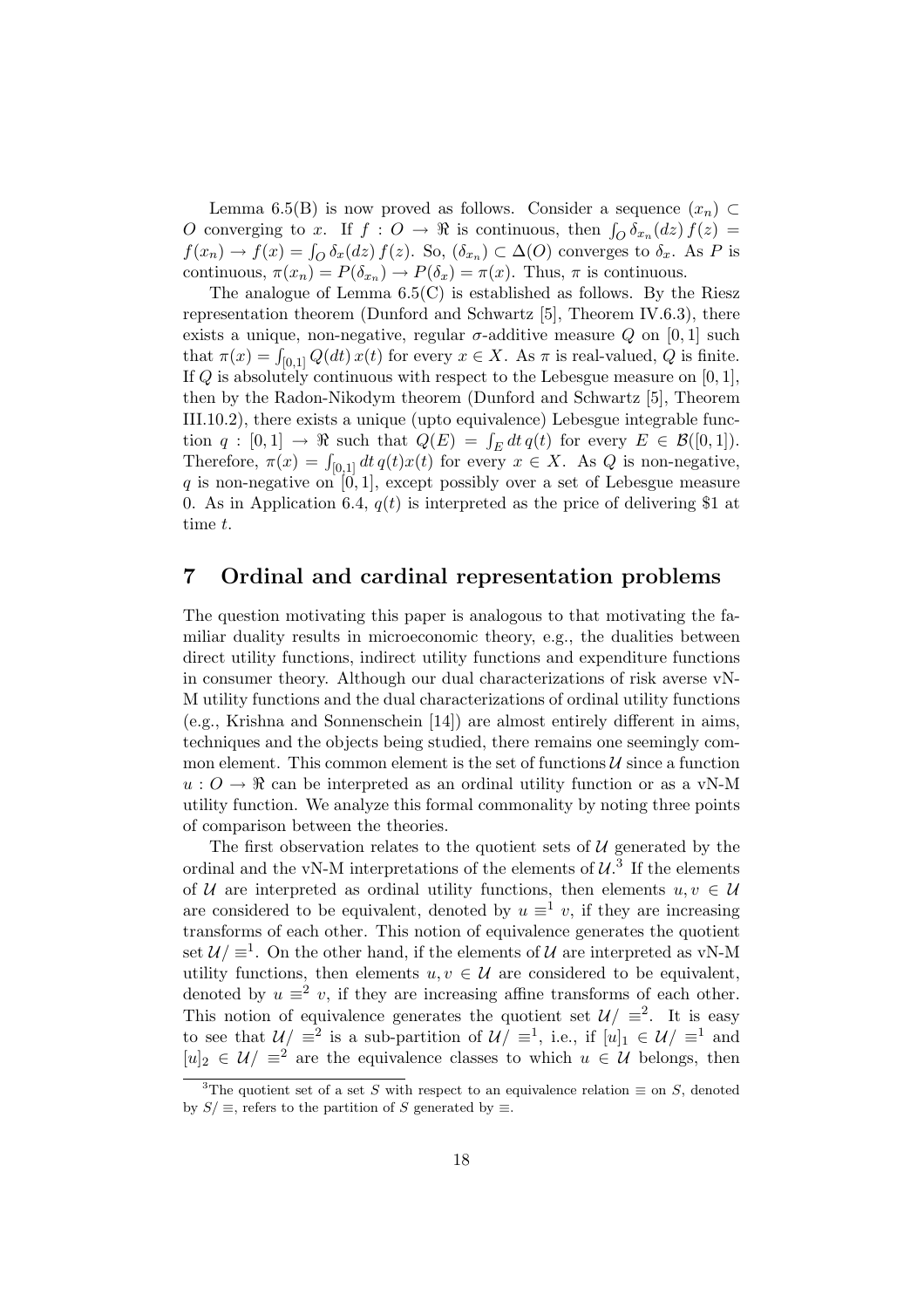Lemma 6.5(B) is now proved as follows. Consider a sequence $(x_n) \subset O$ converging to $x$. If $f : O \to \Re$ is continuous, then $\int_O \delta_{x_n}(dz)\, f(z) = f(x_n) \to f(x) = \int_O \delta_x(dz)\, f(z)$. So, $(\delta_{x_n}) \subset \Delta(O)$ converges to $\delta_x$. As $P$ is continuous, $\pi(x_n) = P(\delta_{x_n}) \to P(\delta_x) = \pi(x)$. Thus, $\pi$ is continuous.

The analogue of Lemma 6.5(C) is established as follows. By the Riesz representation theorem (Dunford and Schwartz [5], Theorem IV.6.3), there exists a unique, non-negative, regular $\sigma$-additive measure $Q$ on $[0, 1]$ such that $\pi(x) = \int_{[0,1]} Q(dt)\, x(t)$ for every $x \in X$. As $\pi$ is real-valued, $Q$ is finite. If $Q$ is absolutely continuous with respect to the Lebesgue measure on $[0, 1]$, then by the Radon-Nikodym theorem (Dunford and Schwartz [5], Theorem III.10.2), there exists a unique (upto equivalence) Lebesgue integrable function $q : [0, 1] \to \Re$ such that $Q(E) = \int_E dt\, q(t)$ for every $E \in \mathcal{B}([0, 1])$. Therefore, $\pi(x) = \int_{[0,1]} dt\, q(t)x(t)$ for every $x \in X$. As $Q$ is non-negative, $q$ is non-negative on $[0, 1]$, except possibly over a set of Lebesgue measure 0. As in Application 6.4, $q(t)$ is interpreted as the price of delivering \$1 at time $t$.

## 7 Ordinal and cardinal representation problems

The question motivating this paper is analogous to that motivating the familiar duality results in microeconomic theory, e.g., the dualities between direct utility functions, indirect utility functions and expenditure functions in consumer theory. Although our dual characterizations of risk averse vN-M utility functions and the dual characterizations of ordinal utility functions (e.g., Krishna and Sonnenschein [14]) are almost entirely different in aims, techniques and the objects being studied, there remains one seemingly common element. This common element is the set of functions $\mathcal{U}$ since a function $u : O \to \Re$ can be interpreted as an ordinal utility function or as a vN-M utility function. We analyze this formal commonality by noting three points of comparison between the theories.

The first observation relates to the quotient sets of $\mathcal{U}$ generated by the ordinal and the vN-M interpretations of the elements of $\mathcal{U}$.[3] If the elements of $\mathcal{U}$ are interpreted as ordinal utility functions, then elements $u, v \in \mathcal{U}$ are considered to be equivalent, denoted by $u \equiv^1 v$, if they are increasing transforms of each other. This notion of equivalence generates the quotient set $\mathcal{U}/\equiv^1$. On the other hand, if the elements of $\mathcal{U}$ are interpreted as vN-M utility functions, then elements $u, v \in \mathcal{U}$ are considered to be equivalent, denoted by $u \equiv^2 v$, if they are increasing affine transforms of each other. This notion of equivalence generates the quotient set $\mathcal{U}/\equiv^2$. It is easy to see that $\mathcal{U}/\equiv^2$ is a sub-partition of $\mathcal{U}/\equiv^1$, i.e., if $[u]_1 \in \mathcal{U}/\equiv^1$ and $[u]_2 \in \mathcal{U}/\equiv^2$ are the equivalence classes to which $u \in \mathcal{U}$ belongs, then

[3] The quotient set of a set $S$ with respect to an equivalence relation $\equiv$ on $S$, denoted by $S/\equiv$, refers to the partition of $S$ generated by $\equiv$.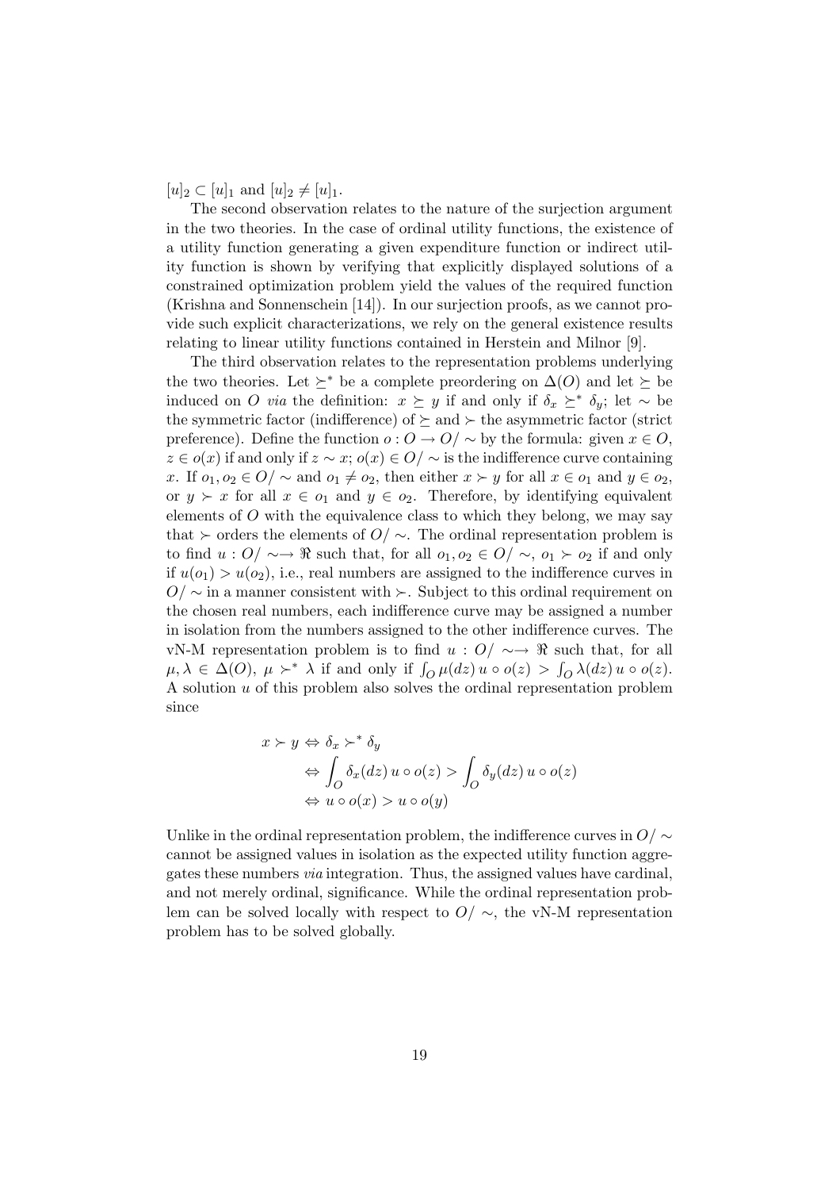$[u]_2 \subset [u]_1$ and $[u]_2 \neq [u]_1$.

The second observation relates to the nature of the surjection argument in the two theories. In the case of ordinal utility functions, the existence of a utility function generating a given expenditure function or indirect utility function is shown by verifying that explicitly displayed solutions of a constrained optimization problem yield the values of the required function (Krishna and Sonnenschein [14]). In our surjection proofs, as we cannot provide such explicit characterizations, we rely on the general existence results relating to linear utility functions contained in Herstein and Milnor [9].

The third observation relates to the representation problems underlying the two theories. Let $\succeq^*$ be a complete preordering on $\Delta(O)$ and let $\succeq$ be induced on $O$ *via* the definition: $x \succeq y$ if and only if $\delta_x \succeq^* \delta_y$; let $\sim$ be the symmetric factor (indifference) of $\succeq$ and $\succ$ the asymmetric factor (strict preference). Define the function $o : O \to O/\sim$ by the formula: given $x \in O$, $z \in o(x)$ if and only if $z \sim x$; $o(x) \in O/\sim$ is the indifference curve containing $x$. If $o_1, o_2 \in O/\sim$ and $o_1 \neq o_2$, then either $x \succ y$ for all $x \in o_1$ and $y \in o_2$, or $y \succ x$ for all $x \in o_1$ and $y \in o_2$. Therefore, by identifying equivalent elements of $O$ with the equivalence class to which they belong, we may say that $\succ$ orders the elements of $O/\sim$. The ordinal representation problem is to find $u : O/\sim \to \Re$ such that, for all $o_1, o_2 \in O/\sim$, $o_1 \succ o_2$ if and only if $u(o_1) > u(o_2)$, i.e., real numbers are assigned to the indifference curves in $O/\sim$ in a manner consistent with $\succ$. Subject to this ordinal requirement on the chosen real numbers, each indifference curve may be assigned a number in isolation from the numbers assigned to the other indifference curves. The vN-M representation problem is to find $u : O/\sim \to \Re$ such that, for all $\mu, \lambda \in \Delta(O)$, $\mu \succ^* \lambda$ if and only if $\int_O \mu(dz)\, u \circ o(z) > \int_O \lambda(dz)\, u \circ o(z)$. A solution $u$ of this problem also solves the ordinal representation problem since

$$
\begin{aligned}
x \succ y &\Leftrightarrow \delta_x \succ^* \delta_y \\
&\Leftrightarrow \int_O \delta_x(dz)\, u \circ o(z) > \int_O \delta_y(dz)\, u \circ o(z) \\
&\Leftrightarrow u \circ o(x) > u \circ o(y)
\end{aligned}
$$

Unlike in the ordinal representation problem, the indifference curves in $O/\sim$ cannot be assigned values in isolation as the expected utility function aggregates these numbers *via* integration. Thus, the assigned values have cardinal, and not merely ordinal, significance. While the ordinal representation problem can be solved locally with respect to $O/\sim$, the vN-M representation problem has to be solved globally.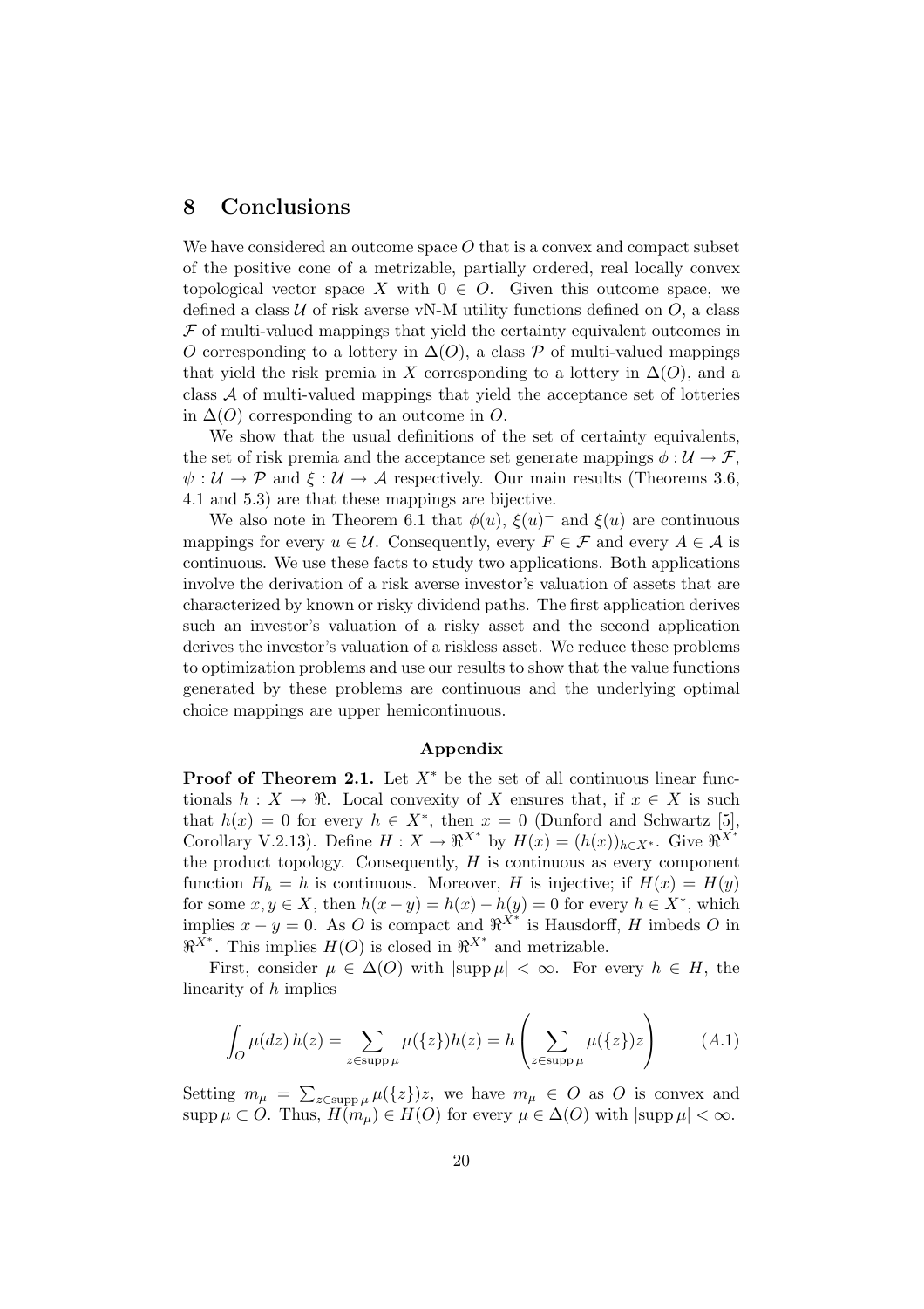## 8 Conclusions

We have considered an outcome space $O$ that is a convex and compact subset of the positive cone of a metrizable, partially ordered, real locally convex topological vector space $X$ with $0 \in O$. Given this outcome space, we defined a class $\mathcal{U}$ of risk averse vN-M utility functions defined on $O$, a class $\mathcal{F}$ of multi-valued mappings that yield the certainty equivalent outcomes in $O$ corresponding to a lottery in $\Delta(O)$, a class $\mathcal{P}$ of multi-valued mappings that yield the risk premia in $X$ corresponding to a lottery in $\Delta(O)$, and a class $\mathcal{A}$ of multi-valued mappings that yield the acceptance set of lotteries in $\Delta(O)$ corresponding to an outcome in $O$.

We show that the usual definitions of the set of certainty equivalents, the set of risk premia and the acceptance set generate mappings $\phi : \mathcal{U} \to \mathcal{F}$, $\psi : \mathcal{U} \to \mathcal{P}$ and $\xi : \mathcal{U} \to \mathcal{A}$ respectively. Our main results (Theorems 3.6, 4.1 and 5.3) are that these mappings are bijective.

We also note in Theorem 6.1 that $\phi(u)$, $\xi(u)^-$ and $\xi(u)$ are continuous mappings for every $u \in \mathcal{U}$. Consequently, every $F \in \mathcal{F}$ and every $A \in \mathcal{A}$ is continuous. We use these facts to study two applications. Both applications involve the derivation of a risk averse investor's valuation of assets that are characterized by known or risky dividend paths. The first application derives such an investor's valuation of a risky asset and the second application derives the investor's valuation of a riskless asset. We reduce these problems to optimization problems and use our results to show that the value functions generated by these problems are continuous and the underlying optimal choice mappings are upper hemicontinuous.

### Appendix

**Proof of Theorem 2.1.** Let $X^*$ be the set of all continuous linear functionals $h : X \to \Re$. Local convexity of $X$ ensures that, if $x \in X$ is such that $h(x) = 0$ for every $h \in X^*$, then $x = 0$ (Dunford and Schwartz [5], Corollary V.2.13). Define $H : X \to \Re^{X^*}$ by $H(x) = (h(x))_{h \in X^*}$. Give $\Re^{X^*}$ the product topology. Consequently, $H$ is continuous as every component function $H_h = h$ is continuous. Moreover, $H$ is injective; if $H(x) = H(y)$ for some $x, y \in X$, then $h(x - y) = h(x) - h(y) = 0$ for every $h \in X^*$, which implies $x - y = 0$. As $O$ is compact and $\Re^{X^*}$ is Hausdorff, $H$ imbeds $O$ in $\Re^{X^*}$. This implies $H(O)$ is closed in $\Re^{X^*}$ and metrizable.

First, consider $\mu \in \Delta(O)$ with $|\operatorname{supp} \mu| < \infty$. For every $h \in H$, the linearity of $h$ implies

$$\int_O \mu(dz)\, h(z) = \sum_{z \in \operatorname{supp} \mu} \mu(\{z\}) h(z) = h\left( \sum_{z \in \operatorname{supp} \mu} \mu(\{z\}) z \right) \qquad (A.1)$$

Setting $m_\mu = \sum_{z \in \operatorname{supp} \mu} \mu(\{z\}) z$, we have $m_\mu \in O$ as $O$ is convex and $\operatorname{supp} \mu \subset O$. Thus, $H(m_\mu) \in H(O)$ for every $\mu \in \Delta(O)$ with $|\operatorname{supp} \mu| < \infty$.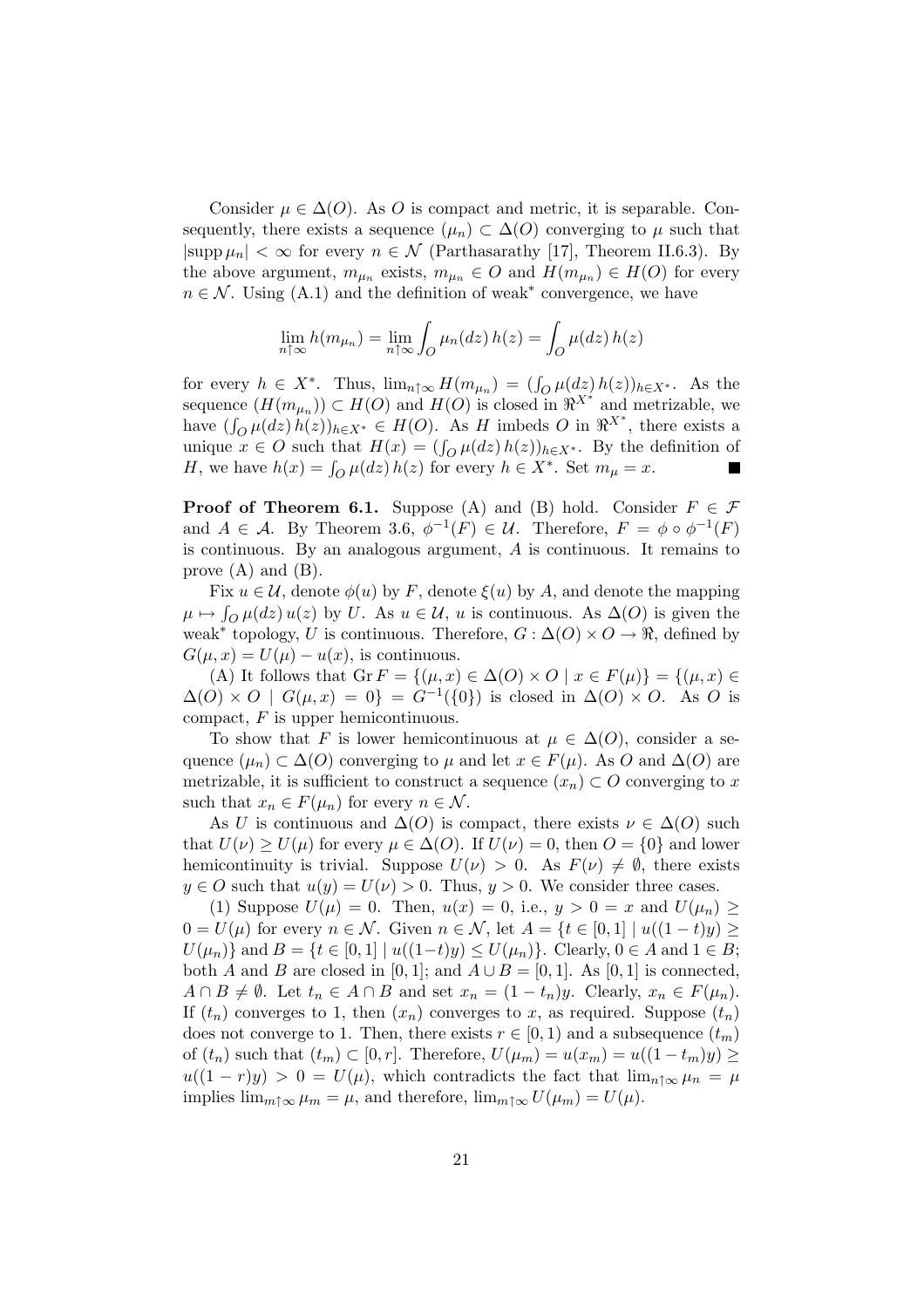Consider $\mu \in \Delta(O)$. As $O$ is compact and metric, it is separable. Consequently, there exists a sequence $(\mu_n) \subset \Delta(O)$ converging to $\mu$ such that $|\text{supp}\, \mu_n| < \infty$ for every $n \in \mathcal{N}$ (Parthasarathy [17], Theorem II.6.3). By the above argument, $m_{\mu_n}$ exists, $m_{\mu_n} \in O$ and $H(m_{\mu_n}) \in H(O)$ for every $n \in \mathcal{N}$. Using (A.1) and the definition of weak$^*$ convergence, we have

$$\lim_{n \uparrow \infty} h(m_{\mu_n}) = \lim_{n \uparrow \infty} \int_O \mu_n(dz)\, h(z) = \int_O \mu(dz)\, h(z)$$

for every $h \in X^*$. Thus, $\lim_{n\uparrow\infty} H(m_{\mu_n}) = (\int_O \mu(dz)\, h(z))_{h \in X^*}$. As the sequence $(H(m_{\mu_n})) \subset H(O)$ and $H(O)$ is closed in $\Re^{X^*}$ and metrizable, we have $(\int_O \mu(dz)\, h(z))_{h\in X^*} \in H(O)$. As $H$ imbeds $O$ in $\Re^{X^*}$, there exists a unique $x \in O$ such that $H(x) = (\int_O \mu(dz)\, h(z))_{h\in X^*}$. By the definition of $H$, we have $h(x) = \int_O \mu(dz)\, h(z)$ for every $h \in X^*$. Set $m_\mu = x$. ■

**Proof of Theorem 6.1.** Suppose (A) and (B) hold. Consider $F \in \mathcal{F}$ and $A \in \mathcal{A}$. By Theorem 3.6, $\phi^{-1}(F) \in \mathcal{U}$. Therefore, $F = \phi \circ \phi^{-1}(F)$ is continuous. By an analogous argument, $A$ is continuous. It remains to prove (A) and (B).

Fix $u \in \mathcal{U}$, denote $\phi(u)$ by $F$, denote $\xi(u)$ by $A$, and denote the mapping $\mu \mapsto \int_O \mu(dz)\, u(z)$ by $U$. As $u \in \mathcal{U}$, $u$ is continuous. As $\Delta(O)$ is given the weak$^*$ topology, $U$ is continuous. Therefore, $G : \Delta(O) \times O \to \Re$, defined by $G(\mu, x) = U(\mu) - u(x)$, is continuous.

(A) It follows that $\text{Gr}\, F = \{(\mu, x) \in \Delta(O) \times O \mid x \in F(\mu)\} = \{(\mu, x) \in \Delta(O) \times O \mid G(\mu, x) = 0\} = G^{-1}(\{0\})$ is closed in $\Delta(O) \times O$. As $O$ is compact, $F$ is upper hemicontinuous.

To show that $F$ is lower hemicontinuous at $\mu \in \Delta(O)$, consider a sequence $(\mu_n) \subset \Delta(O)$ converging to $\mu$ and let $x \in F(\mu)$. As $O$ and $\Delta(O)$ are metrizable, it is sufficient to construct a sequence $(x_n) \subset O$ converging to $x$ such that $x_n \in F(\mu_n)$ for every $n \in \mathcal{N}$.

As $U$ is continuous and $\Delta(O)$ is compact, there exists $\nu \in \Delta(O)$ such that $U(\nu) \geq U(\mu)$ for every $\mu \in \Delta(O)$. If $U(\nu) = 0$, then $O = \{0\}$ and lower hemicontinuity is trivial. Suppose $U(\nu) > 0$. As $F(\nu) \neq \emptyset$, there exists $y \in O$ such that $u(y) = U(\nu) > 0$. Thus, $y > 0$. We consider three cases.

(1) Suppose $U(\mu) = 0$. Then, $u(x) = 0$, i.e., $y > 0 = x$ and $U(\mu_n) \geq 0 = U(\mu)$ for every $n \in \mathcal{N}$. Given $n \in \mathcal{N}$, let $A = \{t \in [0,1] \mid u((1-t)y) \geq U(\mu_n)\}$ and $B = \{t \in [0,1] \mid u((1-t)y) \leq U(\mu_n)\}$. Clearly, $0 \in A$ and $1 \in B$; both $A$ and $B$ are closed in $[0,1]$; and $A \cup B = [0,1]$. As $[0,1]$ is connected, $A \cap B \neq \emptyset$. Let $t_n \in A \cap B$ and set $x_n = (1-t_n)y$. Clearly, $x_n \in F(\mu_n)$. If $(t_n)$ converges to 1, then $(x_n)$ converges to $x$, as required. Suppose $(t_n)$ does not converge to 1. Then, there exists $r \in [0,1)$ and a subsequence $(t_m)$ of $(t_n)$ such that $(t_m) \subset [0,r]$. Therefore, $U(\mu_m) = u(x_m) = u((1-t_m)y) \geq u((1-r)y) > 0 = U(\mu)$, which contradicts the fact that $\lim_{n\uparrow\infty} \mu_n = \mu$ implies $\lim_{m\uparrow\infty} \mu_m = \mu$, and therefore, $\lim_{m\uparrow\infty} U(\mu_m) = U(\mu)$.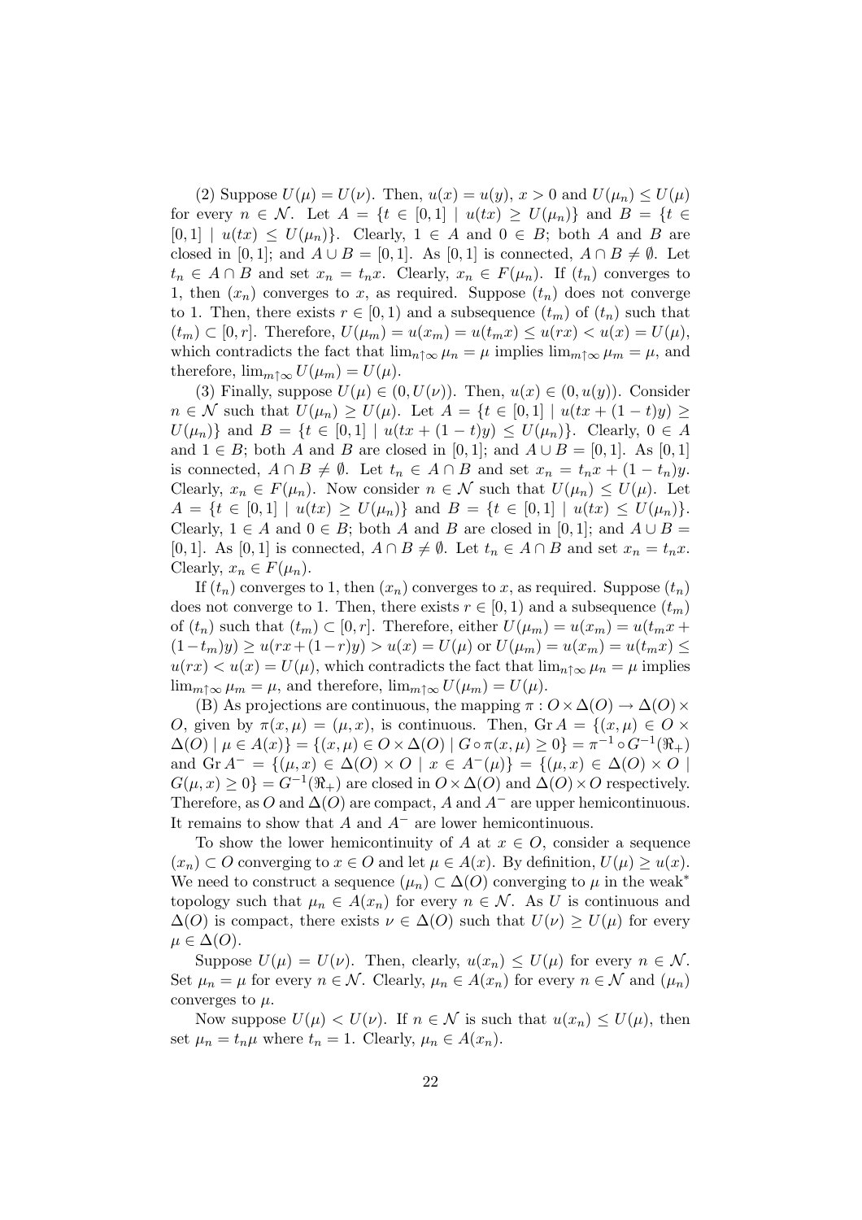(2) Suppose $U(\mu) = U(\nu)$. Then, $u(x) = u(y)$, $x > 0$ and $U(\mu_n) \leq U(\mu)$ for every $n \in \mathcal{N}$. Let $A = \{t \in [0,1] \mid u(tx) \geq U(\mu_n)\}$ and $B = \{t \in [0,1] \mid u(tx) \leq U(\mu_n)\}$. Clearly, $1 \in A$ and $0 \in B$; both $A$ and $B$ are closed in $[0,1]$; and $A \cup B = [0,1]$. As $[0,1]$ is connected, $A \cap B \neq \emptyset$. Let $t_n \in A \cap B$ and set $x_n = t_n x$. Clearly, $x_n \in F(\mu_n)$. If $(t_n)$ converges to 1, then $(x_n)$ converges to $x$, as required. Suppose $(t_n)$ does not converge to 1. Then, there exists $r \in [0,1)$ and a subsequence $(t_m)$ of $(t_n)$ such that $(t_m) \subset [0,r]$. Therefore, $U(\mu_m) = u(x_m) = u(t_m x) \leq u(rx) < u(x) = U(\mu)$, which contradicts the fact that $\lim_{n\uparrow\infty} \mu_n = \mu$ implies $\lim_{m\uparrow\infty} \mu_m = \mu$, and therefore, $\lim_{m\uparrow\infty} U(\mu_m) = U(\mu)$.

(3) Finally, suppose $U(\mu) \in (0, U(\nu))$. Then, $u(x) \in (0, u(y))$. Consider $n \in \mathcal{N}$ such that $U(\mu_n) \geq U(\mu)$. Let $A = \{t \in [0,1] \mid u(tx + (1-t)y) \geq U(\mu_n)\}$ and $B = \{t \in [0,1] \mid u(tx + (1-t)y) \leq U(\mu_n)\}$. Clearly, $0 \in A$ and $1 \in B$; both $A$ and $B$ are closed in $[0,1]$; and $A \cup B = [0,1]$. As $[0,1]$ is connected, $A \cap B \neq \emptyset$. Let $t_n \in A \cap B$ and set $x_n = t_n x + (1-t_n)y$. Clearly, $x_n \in F(\mu_n)$. Now consider $n \in \mathcal{N}$ such that $U(\mu_n) \leq U(\mu)$. Let $A = \{t \in [0,1] \mid u(tx) \geq U(\mu_n)\}$ and $B = \{t \in [0,1] \mid u(tx) \leq U(\mu_n)\}$. Clearly, $1 \in A$ and $0 \in B$; both $A$ and $B$ are closed in $[0,1]$; and $A \cup B = [0,1]$. As $[0,1]$ is connected, $A \cap B \neq \emptyset$. Let $t_n \in A \cap B$ and set $x_n = t_n x$. Clearly, $x_n \in F(\mu_n)$.

If $(t_n)$ converges to 1, then $(x_n)$ converges to $x$, as required. Suppose $(t_n)$ does not converge to 1. Then, there exists $r \in [0,1)$ and a subsequence $(t_m)$ of $(t_n)$ such that $(t_m) \subset [0,r]$. Therefore, either $U(\mu_m) = u(x_m) = u(t_m x + (1-t_m)y) \geq u(rx + (1-r)y) > u(x) = U(\mu)$ or $U(\mu_m) = u(x_m) = u(t_m x) \leq u(rx) < u(x) = U(\mu)$, which contradicts the fact that $\lim_{n\uparrow\infty} \mu_n = \mu$ implies $\lim_{m\uparrow\infty} \mu_m = \mu$, and therefore, $\lim_{m\uparrow\infty} U(\mu_m) = U(\mu)$.

(B) As projections are continuous, the mapping $\pi : O \times \Delta(O) \to \Delta(O) \times O$, given by $\pi(x,\mu) = (\mu, x)$, is continuous. Then, $\operatorname{Gr} A = \{(x,\mu) \in O \times \Delta(O) \mid \mu \in A(x)\} = \{(x,\mu) \in O \times \Delta(O) \mid G \circ \pi(x,\mu) \geq 0\} = \pi^{-1} \circ G^{-1}(\Re_+)$ and $\operatorname{Gr} A^- = \{(\mu, x) \in \Delta(O) \times O \mid x \in A^-(\mu)\} = \{(\mu,x) \in \Delta(O) \times O \mid G(\mu,x) \geq 0\} = G^{-1}(\Re_+)$ are closed in $O \times \Delta(O)$ and $\Delta(O) \times O$ respectively. Therefore, as $O$ and $\Delta(O)$ are compact, $A$ and $A^-$ are upper hemicontinuous. It remains to show that $A$ and $A^-$ are lower hemicontinuous.

To show the lower hemicontinuity of $A$ at $x \in O$, consider a sequence $(x_n) \subset O$ converging to $x \in O$ and let $\mu \in A(x)$. By definition, $U(\mu) \geq u(x)$. We need to construct a sequence $(\mu_n) \subset \Delta(O)$ converging to $\mu$ in the weak$^*$ topology such that $\mu_n \in A(x_n)$ for every $n \in \mathcal{N}$. As $U$ is continuous and $\Delta(O)$ is compact, there exists $\nu \in \Delta(O)$ such that $U(\nu) \geq U(\mu)$ for every $\mu \in \Delta(O)$.

Suppose $U(\mu) = U(\nu)$. Then, clearly, $u(x_n) \leq U(\mu)$ for every $n \in \mathcal{N}$. Set $\mu_n = \mu$ for every $n \in \mathcal{N}$. Clearly, $\mu_n \in A(x_n)$ for every $n \in \mathcal{N}$ and $(\mu_n)$ converges to $\mu$.

Now suppose $U(\mu) < U(\nu)$. If $n \in \mathcal{N}$ is such that $u(x_n) \leq U(\mu)$, then set $\mu_n = t_n \mu$ where $t_n = 1$. Clearly, $\mu_n \in A(x_n)$.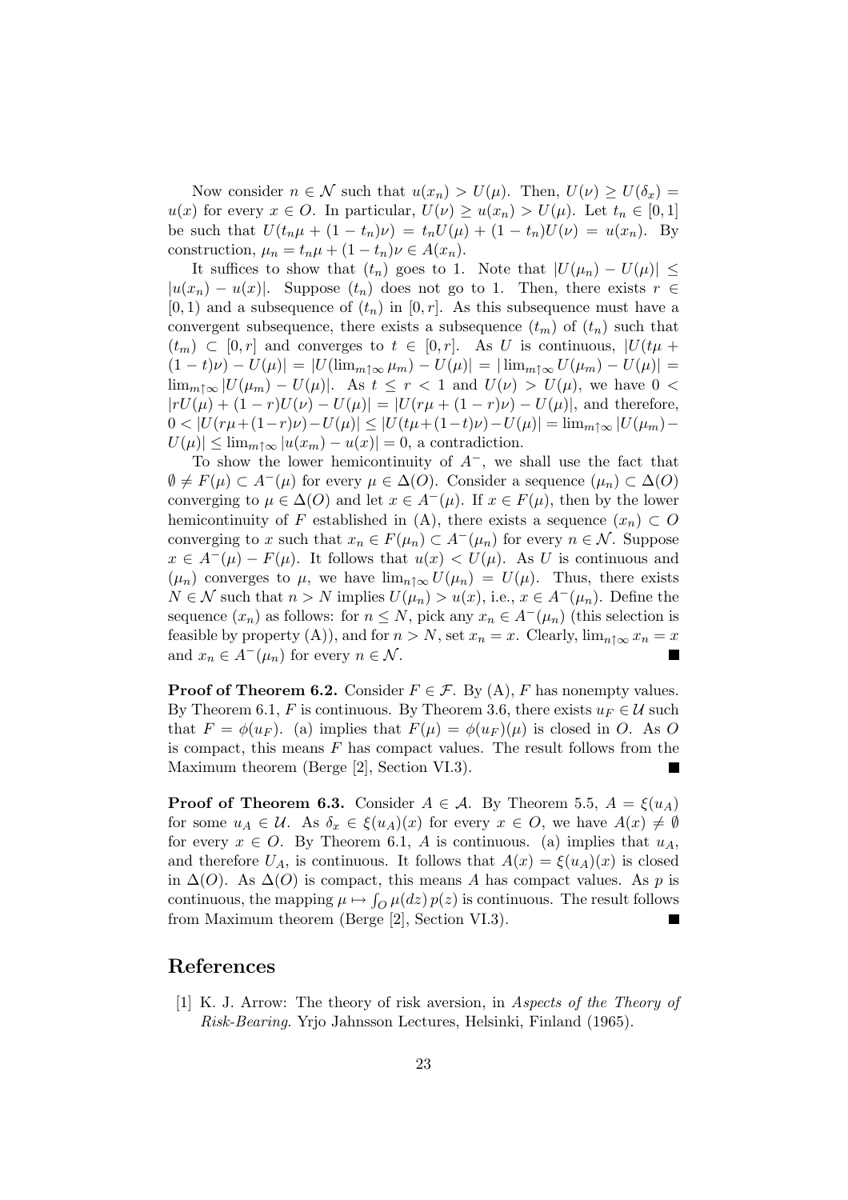Now consider $n \in \mathcal{N}$ such that $u(x_n) > U(\mu)$. Then, $U(\nu) \geq U(\delta_x) = u(x)$ for every $x \in O$. In particular, $U(\nu) \geq u(x_n) > U(\mu)$. Let $t_n \in [0,1]$ be such that $U(t_n\mu + (1-t_n)\nu) = t_n U(\mu) + (1-t_n)U(\nu) = u(x_n)$. By construction, $\mu_n = t_n\mu + (1-t_n)\nu \in A(x_n)$.

It suffices to show that $(t_n)$ goes to 1. Note that $|U(\mu_n) - U(\mu)| \leq |u(x_n) - u(x)|$. Suppose $(t_n)$ does not go to 1. Then, there exists $r \in [0,1)$ and a subsequence of $(t_n)$ in $[0,r]$. As this subsequence must have a convergent subsequence, there exists a subsequence $(t_m)$ of $(t_n)$ such that $(t_m) \subset [0,r]$ and converges to $t \in [0,r]$. As $U$ is continuous, $|U(t\mu + (1-t)\nu) - U(\mu)| = |U(\lim_{m\uparrow\infty}\mu_m) - U(\mu)| = |\lim_{m\uparrow\infty} U(\mu_m) - U(\mu)| = \lim_{m\uparrow\infty}|U(\mu_m) - U(\mu)|$. As $t \leq r < 1$ and $U(\nu) > U(\mu)$, we have $0 < |rU(\mu) + (1-r)U(\nu) - U(\mu)| = |U(r\mu + (1-r)\nu) - U(\mu)|$, and therefore, $0 < |U(r\mu + (1-r)\nu) - U(\mu)| \leq |U(t\mu + (1-t)\nu) - U(\mu)| = \lim_{m\uparrow\infty}|U(\mu_m) - U(\mu)| \leq \lim_{m\uparrow\infty}|u(x_m) - u(x)| = 0$, a contradiction.

To show the lower hemicontinuity of $A^-$, we shall use the fact that $\emptyset \neq F(\mu) \subset A^-(\mu)$ for every $\mu \in \Delta(O)$. Consider a sequence $(\mu_n) \subset \Delta(O)$ converging to $\mu \in \Delta(O)$ and let $x \in A^-(\mu)$. If $x \in F(\mu)$, then by the lower hemicontinuity of $F$ established in (A), there exists a sequence $(x_n) \subset O$ converging to $x$ such that $x_n \in F(\mu_n) \subset A^-(\mu_n)$ for every $n \in \mathcal{N}$. Suppose $x \in A^-(\mu) - F(\mu)$. It follows that $u(x) < U(\mu)$. As $U$ is continuous and $(\mu_n)$ converges to $\mu$, we have $\lim_{n\uparrow\infty} U(\mu_n) = U(\mu)$. Thus, there exists $N \in \mathcal{N}$ such that $n > N$ implies $U(\mu_n) > u(x)$, i.e., $x \in A^-(\mu_n)$. Define the sequence $(x_n)$ as follows: for $n \leq N$, pick any $x_n \in A^-(\mu_n)$ (this selection is feasible by property (A)), and for $n > N$, set $x_n = x$. Clearly, $\lim_{n\uparrow\infty} x_n = x$ and $x_n \in A^-(\mu_n)$ for every $n \in \mathcal{N}$. ∎

**Proof of Theorem 6.2.** Consider $F \in \mathcal{F}$. By (A), $F$ has nonempty values. By Theorem 6.1, $F$ is continuous. By Theorem 3.6, there exists $u_F \in \mathcal{U}$ such that $F = \phi(u_F)$. (a) implies that $F(\mu) = \phi(u_F)(\mu)$ is closed in $O$. As $O$ is compact, this means $F$ has compact values. The result follows from the Maximum theorem (Berge [2], Section VI.3). ∎

**Proof of Theorem 6.3.** Consider $A \in \mathcal{A}$. By Theorem 5.5, $A = \xi(u_A)$ for some $u_A \in \mathcal{U}$. As $\delta_x \in \xi(u_A)(x)$ for every $x \in O$, we have $A(x) \neq \emptyset$ for every $x \in O$. By Theorem 6.1, $A$ is continuous. (a) implies that $u_A$, and therefore $U_A$, is continuous. It follows that $A(x) = \xi(u_A)(x)$ is closed in $\Delta(O)$. As $\Delta(O)$ is compact, this means $A$ has compact values. As $p$ is continuous, the mapping $\mu \mapsto \int_O \mu(dz)\, p(z)$ is continuous. The result follows from Maximum theorem (Berge [2], Section VI.3). ∎

# References

[1] K. J. Arrow: The theory of risk aversion, in *Aspects of the Theory of Risk-Bearing*. Yrjo Jahnsson Lectures, Helsinki, Finland (1965).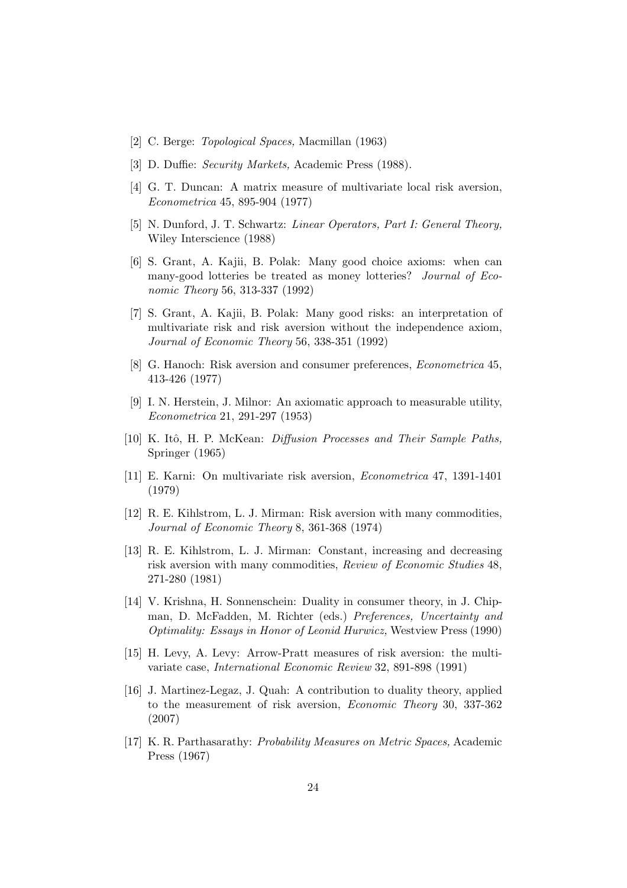[2] C. Berge: *Topological Spaces,* Macmillan (1963)

[3] D. Duffie: *Security Markets,* Academic Press (1988).

[4] G. T. Duncan: A matrix measure of multivariate local risk aversion, *Econometrica* 45, 895-904 (1977)

[5] N. Dunford, J. T. Schwartz: *Linear Operators, Part I: General Theory,* Wiley Interscience (1988)

[6] S. Grant, A. Kajii, B. Polak: Many good choice axioms: when can many-good lotteries be treated as money lotteries? *Journal of Economic Theory* 56, 313-337 (1992)

[7] S. Grant, A. Kajii, B. Polak: Many good risks: an interpretation of multivariate risk and risk aversion without the independence axiom, *Journal of Economic Theory* 56, 338-351 (1992)

[8] G. Hanoch: Risk aversion and consumer preferences, *Econometrica* 45, 413-426 (1977)

[9] I. N. Herstein, J. Milnor: An axiomatic approach to measurable utility, *Econometrica* 21, 291-297 (1953)

[10] K. Itô, H. P. McKean: *Diffusion Processes and Their Sample Paths,* Springer (1965)

[11] E. Karni: On multivariate risk aversion, *Econometrica* 47, 1391-1401 (1979)

[12] R. E. Kihlstrom, L. J. Mirman: Risk aversion with many commodities, *Journal of Economic Theory* 8, 361-368 (1974)

[13] R. E. Kihlstrom, L. J. Mirman: Constant, increasing and decreasing risk aversion with many commodities, *Review of Economic Studies* 48, 271-280 (1981)

[14] V. Krishna, H. Sonnenschein: Duality in consumer theory, in J. Chipman, D. McFadden, M. Richter (eds.) *Preferences, Uncertainty and Optimality: Essays in Honor of Leonid Hurwicz,* Westview Press (1990)

[15] H. Levy, A. Levy: Arrow-Pratt measures of risk aversion: the multivariate case, *International Economic Review* 32, 891-898 (1991)

[16] J. Martinez-Legaz, J. Quah: A contribution to duality theory, applied to the measurement of risk aversion, *Economic Theory* 30, 337-362 (2007)

[17] K. R. Parthasarathy: *Probability Measures on Metric Spaces,* Academic Press (1967)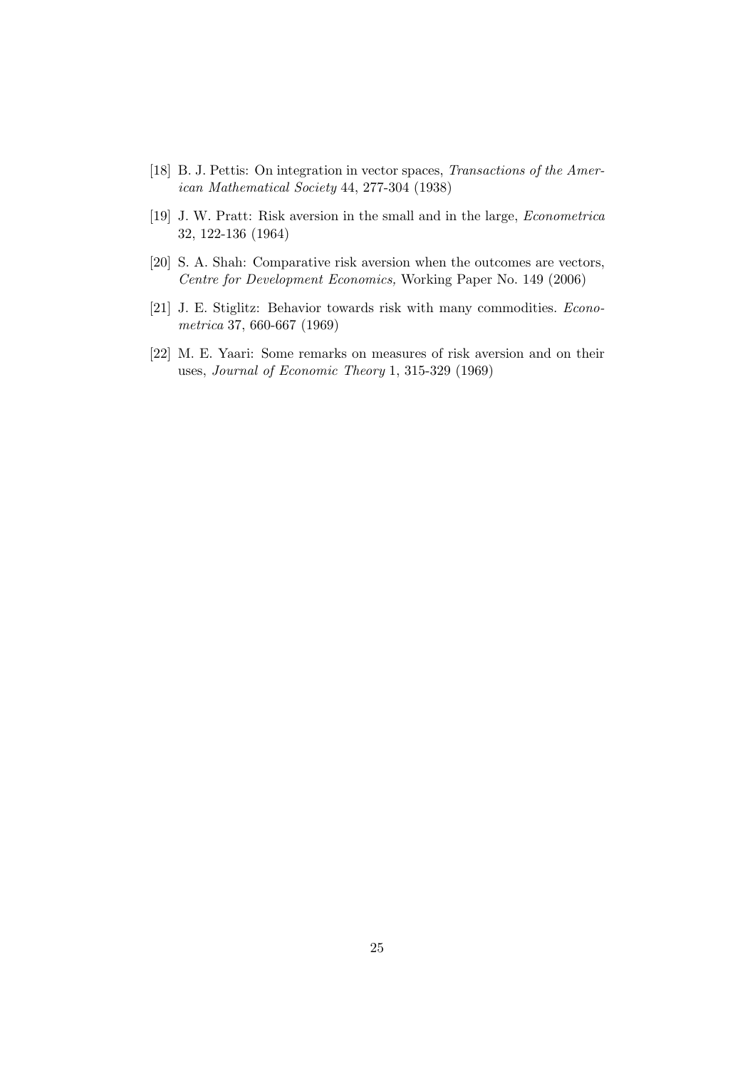[18] B. J. Pettis: On integration in vector spaces, *Transactions of the American Mathematical Society* 44, 277-304 (1938)

[19] J. W. Pratt: Risk aversion in the small and in the large, *Econometrica* 32, 122-136 (1964)

[20] S. A. Shah: Comparative risk aversion when the outcomes are vectors, *Centre for Development Economics,* Working Paper No. 149 (2006)

[21] J. E. Stiglitz: Behavior towards risk with many commodities. *Econometrica* 37, 660-667 (1969)

[22] M. E. Yaari: Some remarks on measures of risk aversion and on their uses, *Journal of Economic Theory* 1, 315-329 (1969)